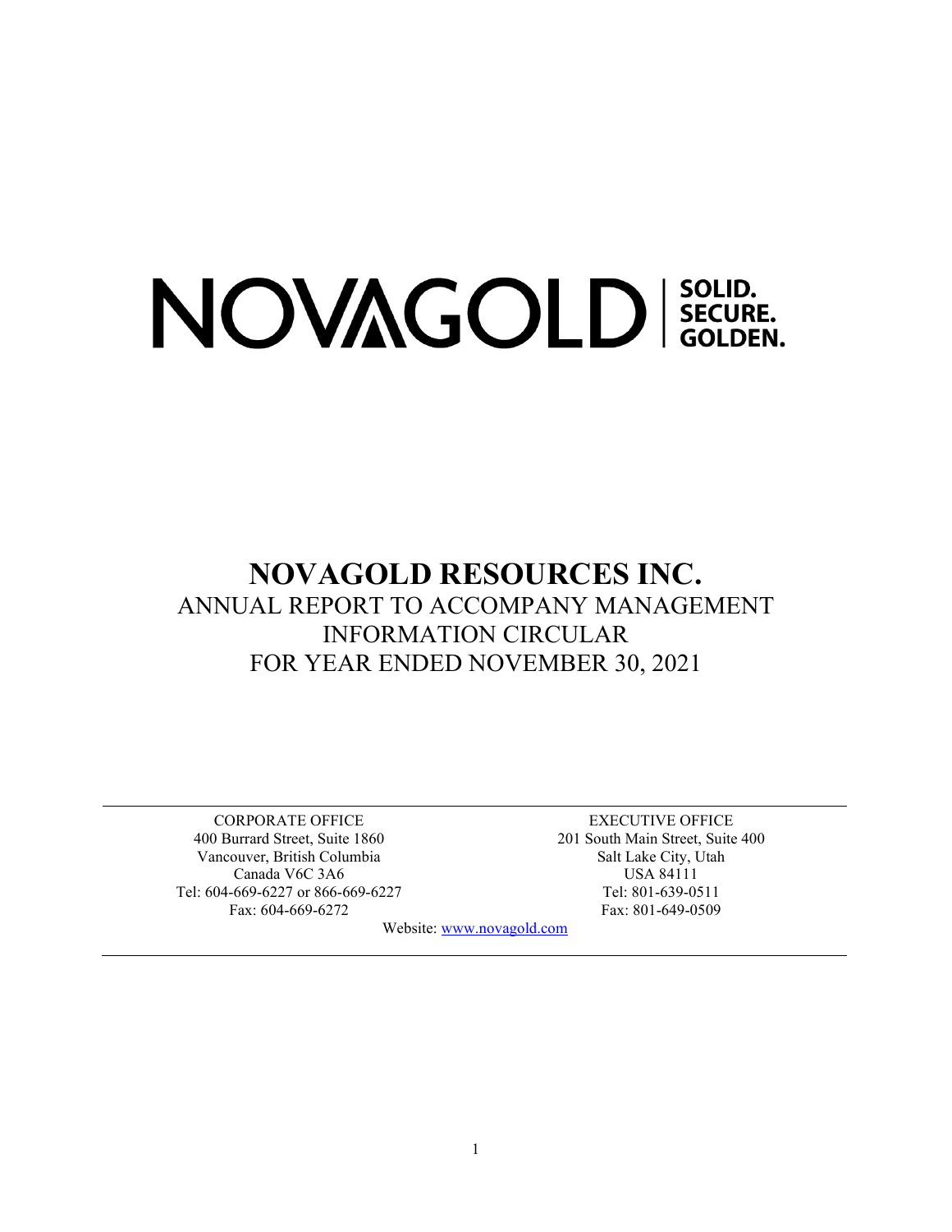NOVAGOLD | SOLID. SECURE. GOLDEN.

# NOVAGOLD RESOURCES INC.

ANNUAL REPORT TO ACCOMPANY MANAGEMENT INFORMATION CIRCULAR FOR YEAR ENDED NOVEMBER 30, 2021

CORPORATE OFFICE
400 Burrard Street, Suite 1860
Vancouver, British Columbia
Canada V6C 3A6
Tel: 604-669-6227 or 866-669-6227
Fax: 604-669-6272

EXECUTIVE OFFICE
201 South Main Street, Suite 400
Salt Lake City, Utah
USA 84111
Tel: 801-639-0511
Fax: 801-649-0509

Website: www.novagold.com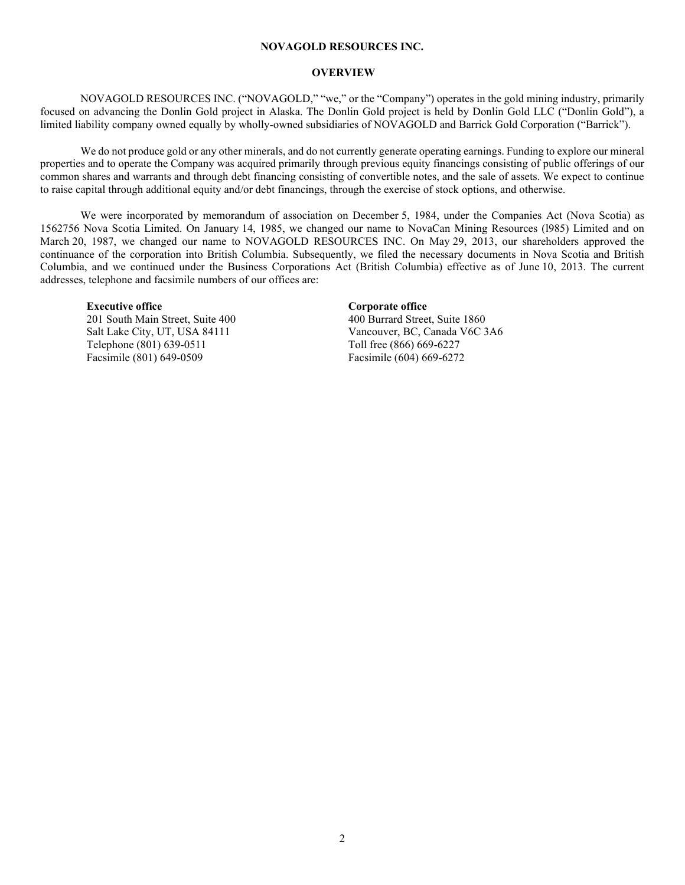# NOVAGOLD RESOURCES INC.

## OVERVIEW

NOVAGOLD RESOURCES INC. ("NOVAGOLD," "we," or the "Company") operates in the gold mining industry, primarily focused on advancing the Donlin Gold project in Alaska. The Donlin Gold project is held by Donlin Gold LLC ("Donlin Gold"), a limited liability company owned equally by wholly-owned subsidiaries of NOVAGOLD and Barrick Gold Corporation ("Barrick").

We do not produce gold or any other minerals, and do not currently generate operating earnings. Funding to explore our mineral properties and to operate the Company was acquired primarily through previous equity financings consisting of public offerings of our common shares and warrants and through debt financing consisting of convertible notes, and the sale of assets. We expect to continue to raise capital through additional equity and/or debt financings, through the exercise of stock options, and otherwise.

We were incorporated by memorandum of association on December 5, 1984, under the Companies Act (Nova Scotia) as 1562756 Nova Scotia Limited. On January 14, 1985, we changed our name to NovaCan Mining Resources (l985) Limited and on March 20, 1987, we changed our name to NOVAGOLD RESOURCES INC. On May 29, 2013, our shareholders approved the continuance of the corporation into British Columbia. Subsequently, we filed the necessary documents in Nova Scotia and British Columbia, and we continued under the Business Corporations Act (British Columbia) effective as of June 10, 2013. The current addresses, telephone and facsimile numbers of our offices are:

**Executive office**
201 South Main Street, Suite 400
Salt Lake City, UT, USA 84111
Telephone (801) 639-0511
Facsimile (801) 649-0509

**Corporate office**
400 Burrard Street, Suite 1860
Vancouver, BC, Canada V6C 3A6
Toll free (866) 669-6227
Facsimile (604) 669-6272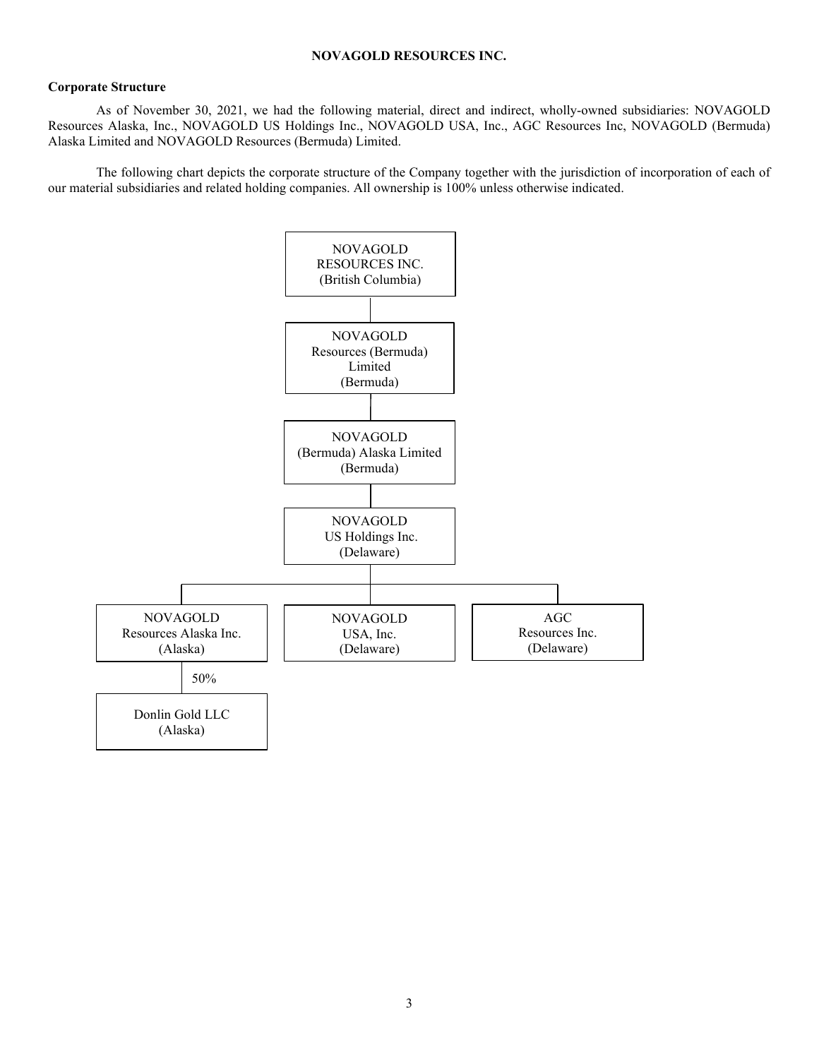**NOVAGOLD RESOURCES INC.**

**Corporate Structure**

As of November 30, 2021, we had the following material, direct and indirect, wholly-owned subsidiaries: NOVAGOLD Resources Alaska, Inc., NOVAGOLD US Holdings Inc., NOVAGOLD USA, Inc., AGC Resources Inc, NOVAGOLD (Bermuda) Alaska Limited and NOVAGOLD Resources (Bermuda) Limited.

The following chart depicts the corporate structure of the Company together with the jurisdiction of incorporation of each of our material subsidiaries and related holding companies. All ownership is 100% unless otherwise indicated.

NOVAGOLD RESOURCES INC. (British Columbia)

NOVAGOLD Resources (Bermuda) Limited (Bermuda)

NOVAGOLD (Bermuda) Alaska Limited (Bermuda)

NOVAGOLD US Holdings Inc. (Delaware)

NOVAGOLD Resources Alaska Inc. (Alaska)

NOVAGOLD USA, Inc. (Delaware)

AGC Resources Inc. (Delaware)

50%

Donlin Gold LLC (Alaska)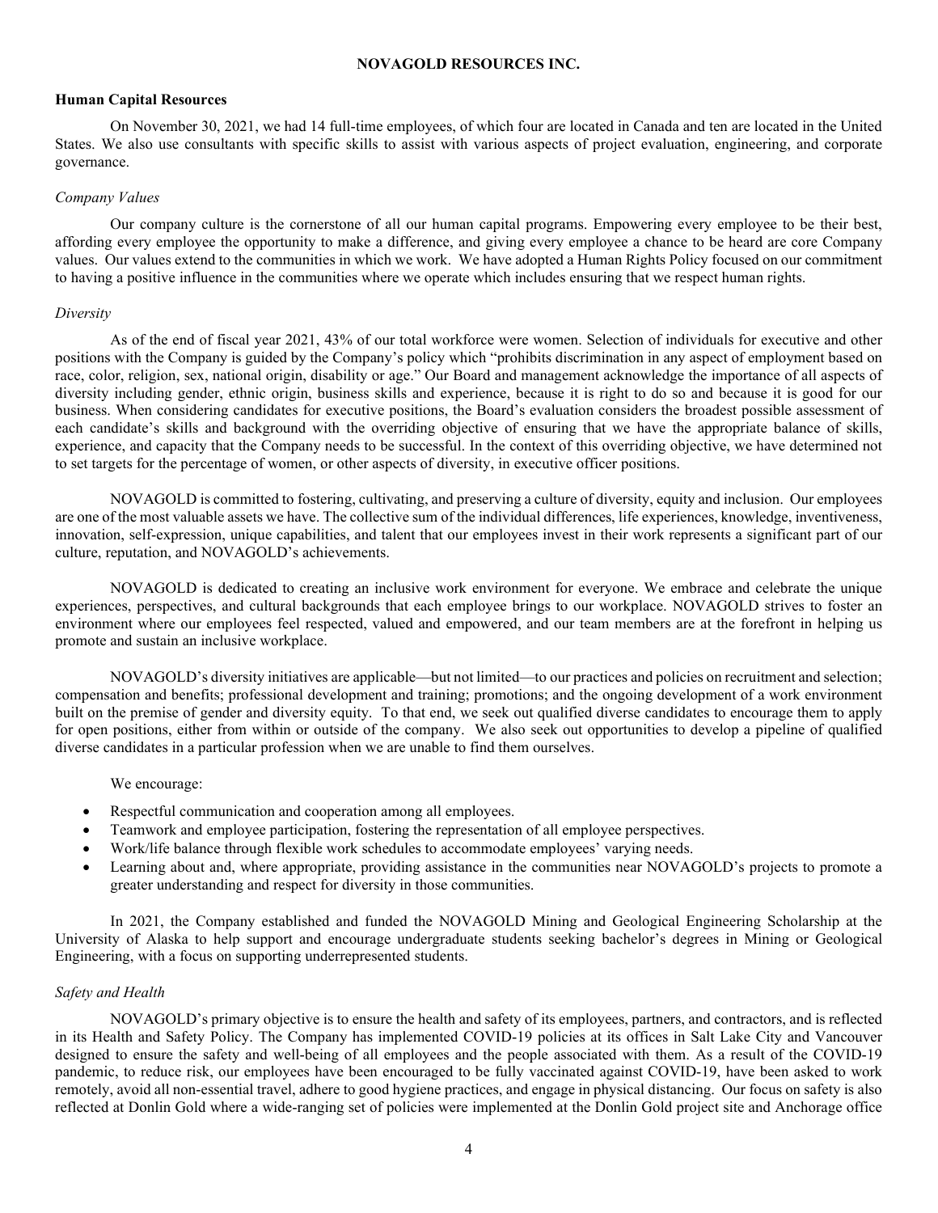**NOVAGOLD RESOURCES INC.**

## Human Capital Resources

On November 30, 2021, we had 14 full-time employees, of which four are located in Canada and ten are located in the United States. We also use consultants with specific skills to assist with various aspects of project evaluation, engineering, and corporate governance.

### *Company Values*

Our company culture is the cornerstone of all our human capital programs. Empowering every employee to be their best, affording every employee the opportunity to make a difference, and giving every employee a chance to be heard are core Company values. Our values extend to the communities in which we work. We have adopted a Human Rights Policy focused on our commitment to having a positive influence in the communities where we operate which includes ensuring that we respect human rights.

### *Diversity*

As of the end of fiscal year 2021, 43% of our total workforce were women. Selection of individuals for executive and other positions with the Company is guided by the Company's policy which "prohibits discrimination in any aspect of employment based on race, color, religion, sex, national origin, disability or age." Our Board and management acknowledge the importance of all aspects of diversity including gender, ethnic origin, business skills and experience, because it is right to do so and because it is good for our business. When considering candidates for executive positions, the Board's evaluation considers the broadest possible assessment of each candidate's skills and background with the overriding objective of ensuring that we have the appropriate balance of skills, experience, and capacity that the Company needs to be successful. In the context of this overriding objective, we have determined not to set targets for the percentage of women, or other aspects of diversity, in executive officer positions.

NOVAGOLD is committed to fostering, cultivating, and preserving a culture of diversity, equity and inclusion. Our employees are one of the most valuable assets we have. The collective sum of the individual differences, life experiences, knowledge, inventiveness, innovation, self-expression, unique capabilities, and talent that our employees invest in their work represents a significant part of our culture, reputation, and NOVAGOLD's achievements.

NOVAGOLD is dedicated to creating an inclusive work environment for everyone. We embrace and celebrate the unique experiences, perspectives, and cultural backgrounds that each employee brings to our workplace. NOVAGOLD strives to foster an environment where our employees feel respected, valued and empowered, and our team members are at the forefront in helping us promote and sustain an inclusive workplace.

NOVAGOLD's diversity initiatives are applicable—but not limited—to our practices and policies on recruitment and selection; compensation and benefits; professional development and training; promotions; and the ongoing development of a work environment built on the premise of gender and diversity equity. To that end, we seek out qualified diverse candidates to encourage them to apply for open positions, either from within or outside of the company. We also seek out opportunities to develop a pipeline of qualified diverse candidates in a particular profession when we are unable to find them ourselves.

We encourage:

- Respectful communication and cooperation among all employees.
- Teamwork and employee participation, fostering the representation of all employee perspectives.
- Work/life balance through flexible work schedules to accommodate employees' varying needs.
- Learning about and, where appropriate, providing assistance in the communities near NOVAGOLD's projects to promote a greater understanding and respect for diversity in those communities.

In 2021, the Company established and funded the NOVAGOLD Mining and Geological Engineering Scholarship at the University of Alaska to help support and encourage undergraduate students seeking bachelor's degrees in Mining or Geological Engineering, with a focus on supporting underrepresented students.

### *Safety and Health*

NOVAGOLD's primary objective is to ensure the health and safety of its employees, partners, and contractors, and is reflected in its Health and Safety Policy. The Company has implemented COVID-19 policies at its offices in Salt Lake City and Vancouver designed to ensure the safety and well-being of all employees and the people associated with them. As a result of the COVID-19 pandemic, to reduce risk, our employees have been encouraged to be fully vaccinated against COVID-19, have been asked to work remotely, avoid all non-essential travel, adhere to good hygiene practices, and engage in physical distancing. Our focus on safety is also reflected at Donlin Gold where a wide-ranging set of policies were implemented at the Donlin Gold project site and Anchorage office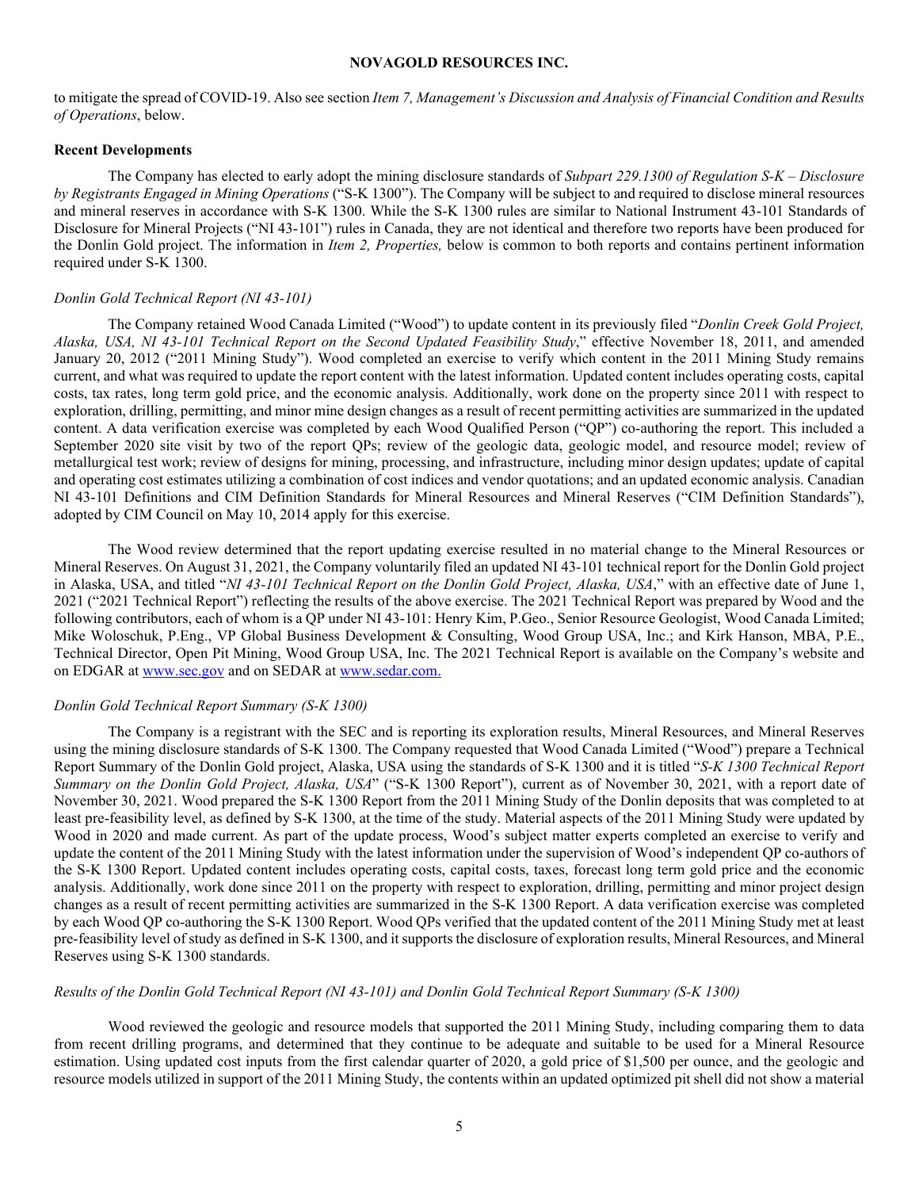to mitigate the spread of COVID-19. Also see section *Item 7, Management's Discussion and Analysis of Financial Condition and Results of Operations*, below.

**Recent Developments**

The Company has elected to early adopt the mining disclosure standards of *Subpart 229.1300 of Regulation S-K – Disclosure by Registrants Engaged in Mining Operations* ("S-K 1300"). The Company will be subject to and required to disclose mineral resources and mineral reserves in accordance with S-K 1300. While the S-K 1300 rules are similar to National Instrument 43-101 Standards of Disclosure for Mineral Projects ("NI 43-101") rules in Canada, they are not identical and therefore two reports have been produced for the Donlin Gold project. The information in *Item 2, Properties,* below is common to both reports and contains pertinent information required under S-K 1300.

*Donlin Gold Technical Report (NI 43-101)*

The Company retained Wood Canada Limited ("Wood") to update content in its previously filed "*Donlin Creek Gold Project, Alaska, USA, NI 43-101 Technical Report on the Second Updated Feasibility Study*," effective November 18, 2011, and amended January 20, 2012 ("2011 Mining Study"). Wood completed an exercise to verify which content in the 2011 Mining Study remains current, and what was required to update the report content with the latest information. Updated content includes operating costs, capital costs, tax rates, long term gold price, and the economic analysis. Additionally, work done on the property since 2011 with respect to exploration, drilling, permitting, and minor mine design changes as a result of recent permitting activities are summarized in the updated content. A data verification exercise was completed by each Wood Qualified Person ("QP") co-authoring the report. This included a September 2020 site visit by two of the report QPs; review of the geologic data, geologic model, and resource model; review of metallurgical test work; review of designs for mining, processing, and infrastructure, including minor design updates; update of capital and operating cost estimates utilizing a combination of cost indices and vendor quotations; and an updated economic analysis. Canadian NI 43-101 Definitions and CIM Definition Standards for Mineral Resources and Mineral Reserves ("CIM Definition Standards"), adopted by CIM Council on May 10, 2014 apply for this exercise.

The Wood review determined that the report updating exercise resulted in no material change to the Mineral Resources or Mineral Reserves. On August 31, 2021, the Company voluntarily filed an updated NI 43-101 technical report for the Donlin Gold project in Alaska, USA, and titled "*NI 43-101 Technical Report on the Donlin Gold Project, Alaska, USA*," with an effective date of June 1, 2021 ("2021 Technical Report") reflecting the results of the above exercise. The 2021 Technical Report was prepared by Wood and the following contributors, each of whom is a QP under NI 43-101: Henry Kim, P.Geo., Senior Resource Geologist, Wood Canada Limited; Mike Woloschuk, P.Eng., VP Global Business Development & Consulting, Wood Group USA, Inc.; and Kirk Hanson, MBA, P.E., Technical Director, Open Pit Mining, Wood Group USA, Inc. The 2021 Technical Report is available on the Company's website and on EDGAR at www.sec.gov and on SEDAR at www.sedar.com.

*Donlin Gold Technical Report Summary (S-K 1300)*

The Company is a registrant with the SEC and is reporting its exploration results, Mineral Resources, and Mineral Reserves using the mining disclosure standards of S-K 1300. The Company requested that Wood Canada Limited ("Wood") prepare a Technical Report Summary of the Donlin Gold project, Alaska, USA using the standards of S-K 1300 and it is titled "*S-K 1300 Technical Report Summary on the Donlin Gold Project, Alaska, USA*" ("S-K 1300 Report"), current as of November 30, 2021, with a report date of November 30, 2021. Wood prepared the S-K 1300 Report from the 2011 Mining Study of the Donlin deposits that was completed to at least pre-feasibility level, as defined by S-K 1300, at the time of the study. Material aspects of the 2011 Mining Study were updated by Wood in 2020 and made current. As part of the update process, Wood's subject matter experts completed an exercise to verify and update the content of the 2011 Mining Study with the latest information under the supervision of Wood's independent QP co-authors of the S-K 1300 Report. Updated content includes operating costs, capital costs, taxes, forecast long term gold price and the economic analysis. Additionally, work done since 2011 on the property with respect to exploration, drilling, permitting and minor project design changes as a result of recent permitting activities are summarized in the S-K 1300 Report. A data verification exercise was completed by each Wood QP co-authoring the S-K 1300 Report. Wood QPs verified that the updated content of the 2011 Mining Study met at least pre-feasibility level of study as defined in S-K 1300, and it supports the disclosure of exploration results, Mineral Resources, and Mineral Reserves using S-K 1300 standards.

*Results of the Donlin Gold Technical Report (NI 43-101) and Donlin Gold Technical Report Summary (S-K 1300)*

Wood reviewed the geologic and resource models that supported the 2011 Mining Study, including comparing them to data from recent drilling programs, and determined that they continue to be adequate and suitable to be used for a Mineral Resource estimation. Using updated cost inputs from the first calendar quarter of 2020, a gold price of $1,500 per ounce, and the geologic and resource models utilized in support of the 2011 Mining Study, the contents within an updated optimized pit shell did not show a material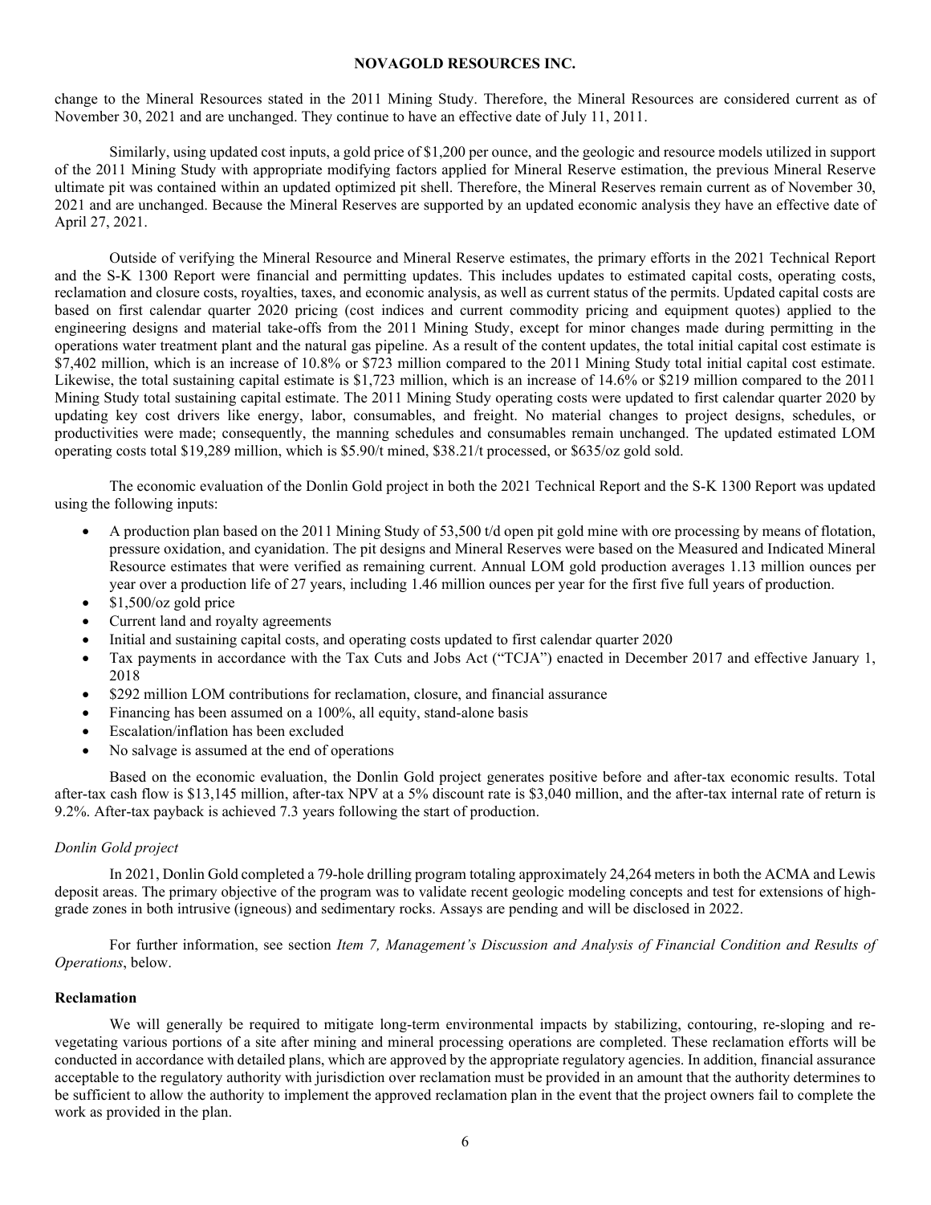change to the Mineral Resources stated in the 2011 Mining Study. Therefore, the Mineral Resources are considered current as of November 30, 2021 and are unchanged. They continue to have an effective date of July 11, 2011.

Similarly, using updated cost inputs, a gold price of $1,200 per ounce, and the geologic and resource models utilized in support of the 2011 Mining Study with appropriate modifying factors applied for Mineral Reserve estimation, the previous Mineral Reserve ultimate pit was contained within an updated optimized pit shell. Therefore, the Mineral Reserves remain current as of November 30, 2021 and are unchanged. Because the Mineral Reserves are supported by an updated economic analysis they have an effective date of April 27, 2021.

Outside of verifying the Mineral Resource and Mineral Reserve estimates, the primary efforts in the 2021 Technical Report and the S-K 1300 Report were financial and permitting updates. This includes updates to estimated capital costs, operating costs, reclamation and closure costs, royalties, taxes, and economic analysis, as well as current status of the permits. Updated capital costs are based on first calendar quarter 2020 pricing (cost indices and current commodity pricing and equipment quotes) applied to the engineering designs and material take-offs from the 2011 Mining Study, except for minor changes made during permitting in the operations water treatment plant and the natural gas pipeline. As a result of the content updates, the total initial capital cost estimate is $7,402 million, which is an increase of 10.8% or $723 million compared to the 2011 Mining Study total initial capital cost estimate. Likewise, the total sustaining capital estimate is $1,723 million, which is an increase of 14.6% or $219 million compared to the 2011 Mining Study total sustaining capital estimate. The 2011 Mining Study operating costs were updated to first calendar quarter 2020 by updating key cost drivers like energy, labor, consumables, and freight. No material changes to project designs, schedules, or productivities were made; consequently, the manning schedules and consumables remain unchanged. The updated estimated LOM operating costs total $19,289 million, which is $5.90/t mined, $38.21/t processed, or $635/oz gold sold.

The economic evaluation of the Donlin Gold project in both the 2021 Technical Report and the S-K 1300 Report was updated using the following inputs:

- A production plan based on the 2011 Mining Study of 53,500 t/d open pit gold mine with ore processing by means of flotation, pressure oxidation, and cyanidation. The pit designs and Mineral Reserves were based on the Measured and Indicated Mineral Resource estimates that were verified as remaining current. Annual LOM gold production averages 1.13 million ounces per year over a production life of 27 years, including 1.46 million ounces per year for the first five full years of production.
- $1,500/oz gold price
- Current land and royalty agreements
- Initial and sustaining capital costs, and operating costs updated to first calendar quarter 2020
- Tax payments in accordance with the Tax Cuts and Jobs Act ("TCJA") enacted in December 2017 and effective January 1, 2018
- $292 million LOM contributions for reclamation, closure, and financial assurance
- Financing has been assumed on a 100%, all equity, stand-alone basis
- Escalation/inflation has been excluded
- No salvage is assumed at the end of operations

Based on the economic evaluation, the Donlin Gold project generates positive before and after-tax economic results. Total after-tax cash flow is $13,145 million, after-tax NPV at a 5% discount rate is $3,040 million, and the after-tax internal rate of return is 9.2%. After-tax payback is achieved 7.3 years following the start of production.

*Donlin Gold project*

In 2021, Donlin Gold completed a 79-hole drilling program totaling approximately 24,264 meters in both the ACMA and Lewis deposit areas. The primary objective of the program was to validate recent geologic modeling concepts and test for extensions of high-grade zones in both intrusive (igneous) and sedimentary rocks. Assays are pending and will be disclosed in 2022.

For further information, see section *Item 7, Management's Discussion and Analysis of Financial Condition and Results of Operations*, below.

**Reclamation**

We will generally be required to mitigate long-term environmental impacts by stabilizing, contouring, re-sloping and re-vegetating various portions of a site after mining and mineral processing operations are completed. These reclamation efforts will be conducted in accordance with detailed plans, which are approved by the appropriate regulatory agencies. In addition, financial assurance acceptable to the regulatory authority with jurisdiction over reclamation must be provided in an amount that the authority determines to be sufficient to allow the authority to implement the approved reclamation plan in the event that the project owners fail to complete the work as provided in the plan.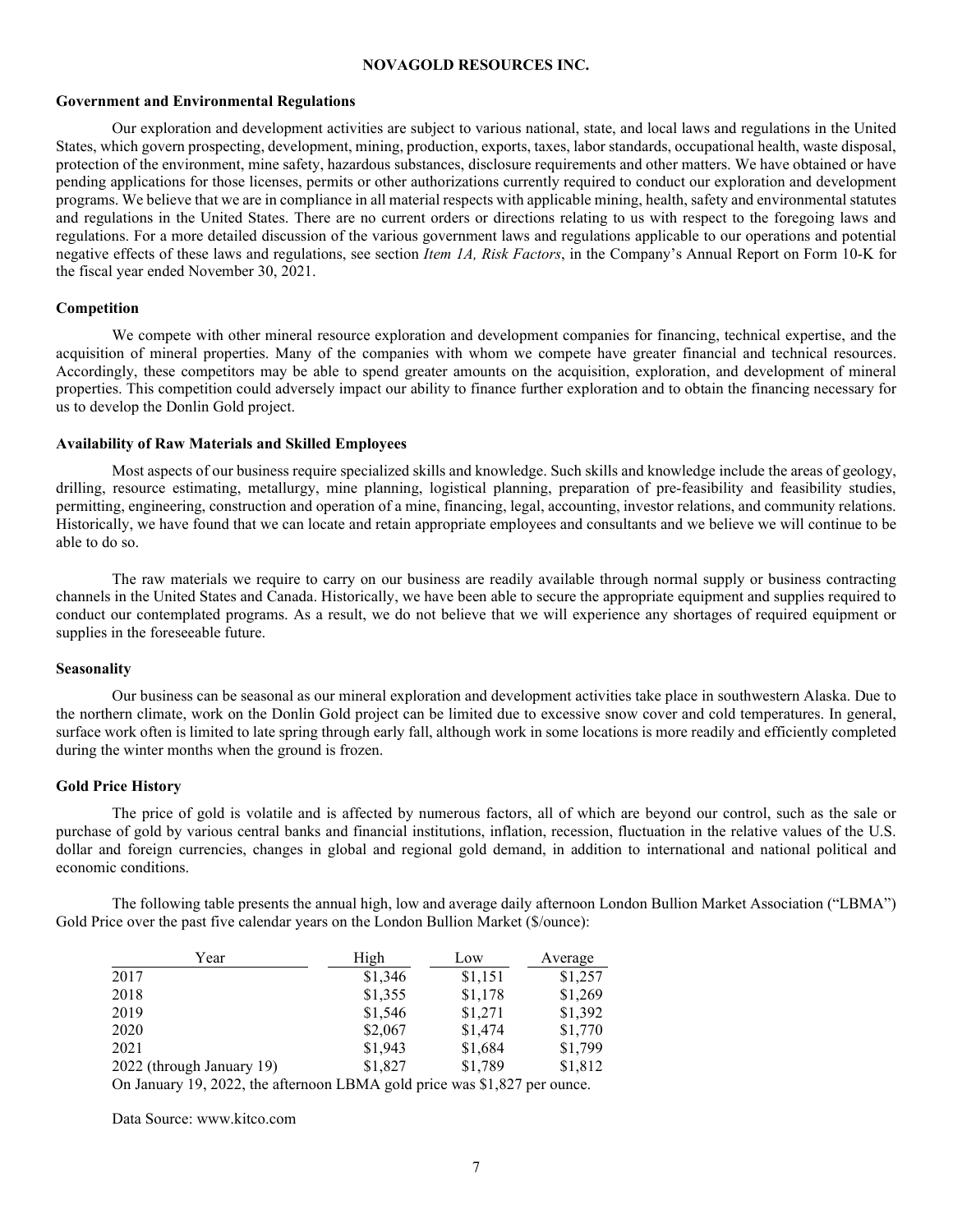## Government and Environmental Regulations

Our exploration and development activities are subject to various national, state, and local laws and regulations in the United States, which govern prospecting, development, mining, production, exports, taxes, labor standards, occupational health, waste disposal, protection of the environment, mine safety, hazardous substances, disclosure requirements and other matters. We have obtained or have pending applications for those licenses, permits or other authorizations currently required to conduct our exploration and development programs. We believe that we are in compliance in all material respects with applicable mining, health, safety and environmental statutes and regulations in the United States. There are no current orders or directions relating to us with respect to the foregoing laws and regulations. For a more detailed discussion of the various government laws and regulations applicable to our operations and potential negative effects of these laws and regulations, see section *Item 1A, Risk Factors*, in the Company's Annual Report on Form 10-K for the fiscal year ended November 30, 2021.

## Competition

We compete with other mineral resource exploration and development companies for financing, technical expertise, and the acquisition of mineral properties. Many of the companies with whom we compete have greater financial and technical resources. Accordingly, these competitors may be able to spend greater amounts on the acquisition, exploration, and development of mineral properties. This competition could adversely impact our ability to finance further exploration and to obtain the financing necessary for us to develop the Donlin Gold project.

## Availability of Raw Materials and Skilled Employees

Most aspects of our business require specialized skills and knowledge. Such skills and knowledge include the areas of geology, drilling, resource estimating, metallurgy, mine planning, logistical planning, preparation of pre-feasibility and feasibility studies, permitting, engineering, construction and operation of a mine, financing, legal, accounting, investor relations, and community relations. Historically, we have found that we can locate and retain appropriate employees and consultants and we believe we will continue to be able to do so.

The raw materials we require to carry on our business are readily available through normal supply or business contracting channels in the United States and Canada. Historically, we have been able to secure the appropriate equipment and supplies required to conduct our contemplated programs. As a result, we do not believe that we will experience any shortages of required equipment or supplies in the foreseeable future.

## Seasonality

Our business can be seasonal as our mineral exploration and development activities take place in southwestern Alaska. Due to the northern climate, work on the Donlin Gold project can be limited due to excessive snow cover and cold temperatures. In general, surface work often is limited to late spring through early fall, although work in some locations is more readily and efficiently completed during the winter months when the ground is frozen.

## Gold Price History

The price of gold is volatile and is affected by numerous factors, all of which are beyond our control, such as the sale or purchase of gold by various central banks and financial institutions, inflation, recession, fluctuation in the relative values of the U.S. dollar and foreign currencies, changes in global and regional gold demand, in addition to international and national political and economic conditions.

The following table presents the annual high, low and average daily afternoon London Bullion Market Association ("LBMA") Gold Price over the past five calendar years on the London Bullion Market ($/ounce):

| Year | High | Low | Average |
|---|---|---|---|
| 2017 | $1,346 | $1,151 | $1,257 |
| 2018 | $1,355 | $1,178 | $1,269 |
| 2019 | $1,546 | $1,271 | $1,392 |
| 2020 | $2,067 | $1,474 | $1,770 |
| 2021 | $1,943 | $1,684 | $1,799 |
| 2022 (through January 19) | $1,827 | $1,789 | $1,812 |

On January 19, 2022, the afternoon LBMA gold price was $1,827 per ounce.

Data Source: www.kitco.com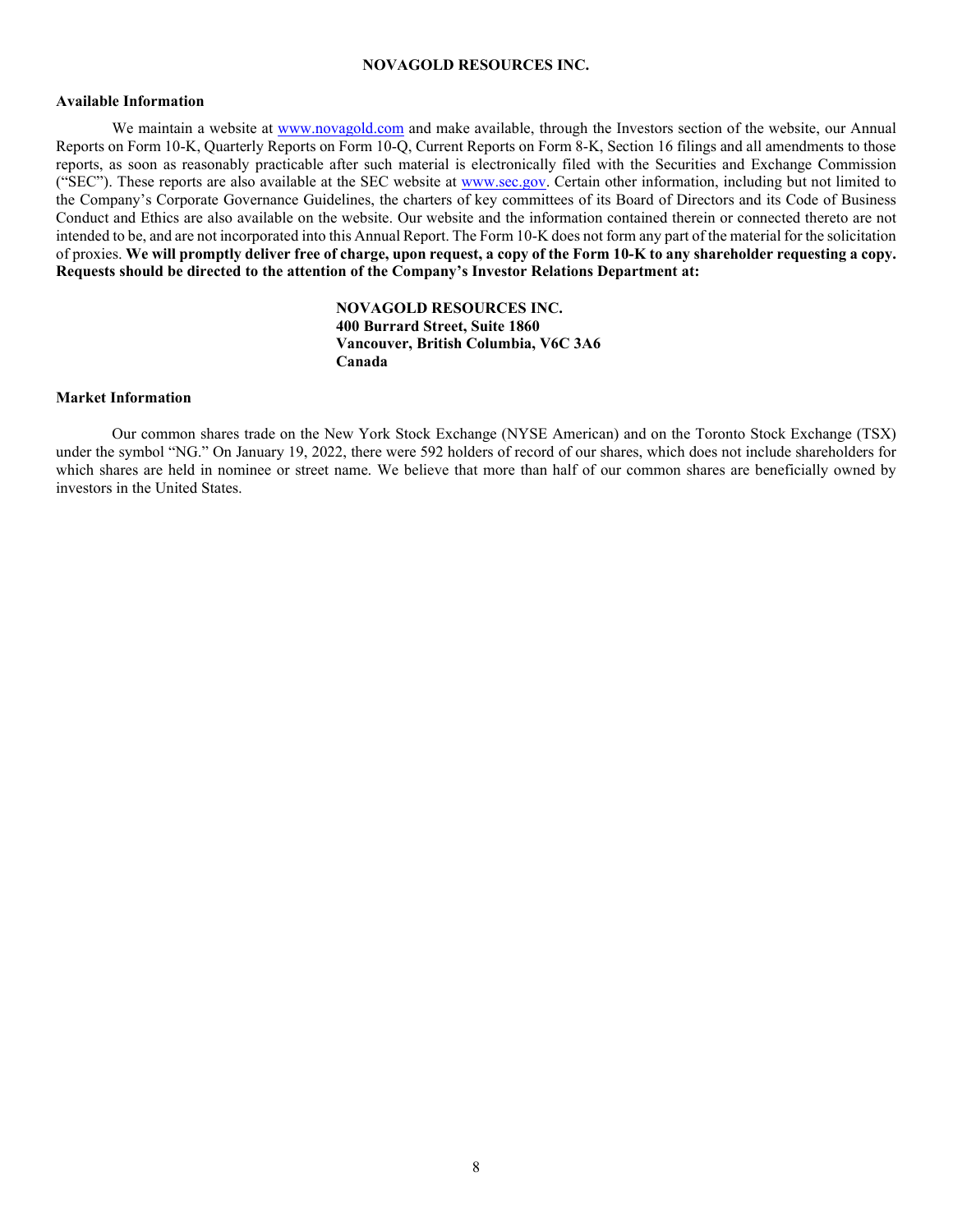## Available Information

We maintain a website at www.novagold.com and make available, through the Investors section of the website, our Annual Reports on Form 10-K, Quarterly Reports on Form 10-Q, Current Reports on Form 8-K, Section 16 filings and all amendments to those reports, as soon as reasonably practicable after such material is electronically filed with the Securities and Exchange Commission ("SEC"). These reports are also available at the SEC website at www.sec.gov. Certain other information, including but not limited to the Company's Corporate Governance Guidelines, the charters of key committees of its Board of Directors and its Code of Business Conduct and Ethics are also available on the website. Our website and the information contained therein or connected thereto are not intended to be, and are not incorporated into this Annual Report. The Form 10-K does not form any part of the material for the solicitation of proxies. **We will promptly deliver free of charge, upon request, a copy of the Form 10-K to any shareholder requesting a copy. Requests should be directed to the attention of the Company's Investor Relations Department at:**

**NOVAGOLD RESOURCES INC.**
**400 Burrard Street, Suite 1860**
**Vancouver, British Columbia, V6C 3A6**
**Canada**

## Market Information

Our common shares trade on the New York Stock Exchange (NYSE American) and on the Toronto Stock Exchange (TSX) under the symbol "NG." On January 19, 2022, there were 592 holders of record of our shares, which does not include shareholders for which shares are held in nominee or street name. We believe that more than half of our common shares are beneficially owned by investors in the United States.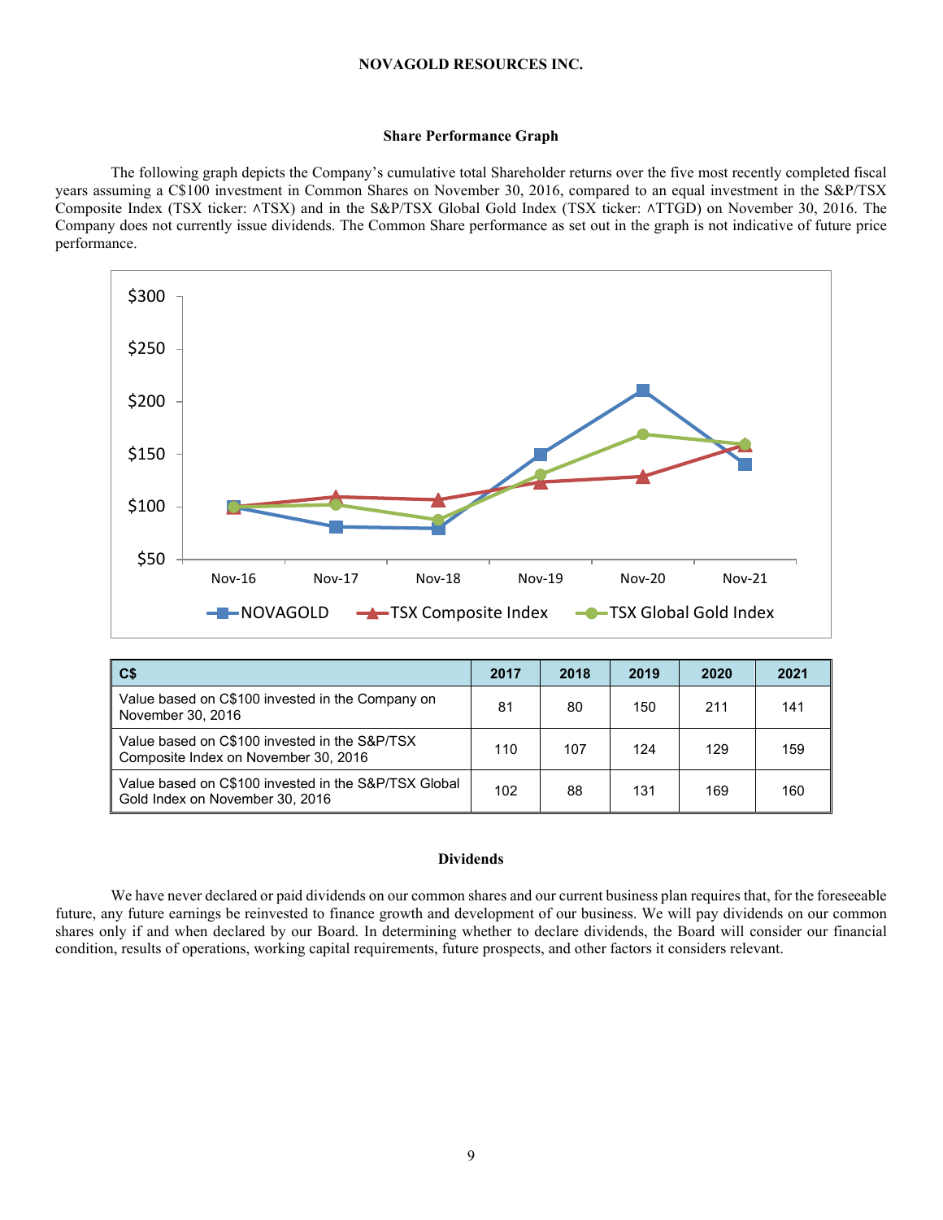NOVAGOLD RESOURCES INC.

### Share Performance Graph

The following graph depicts the Company's cumulative total Shareholder returns over the five most recently completed fiscal years assuming a C$100 investment in Common Shares on November 30, 2016, compared to an equal investment in the S&P/TSX Composite Index (TSX ticker: ^TSX) and in the S&P/TSX Global Gold Index (TSX ticker: ^TTGD) on November 30, 2016. The Company does not currently issue dividends. The Common Share performance as set out in the graph is not indicative of future price performance.

| C$ | 2017 | 2018 | 2019 | 2020 | 2021 |
|---|---|---|---|---|---|
| Value based on C$100 invested in the Company on November 30, 2016 | 81 | 80 | 150 | 211 | 141 |
| Value based on C$100 invested in the S&P/TSX Composite Index on November 30, 2016 | 110 | 107 | 124 | 129 | 159 |
| Value based on C$100 invested in the S&P/TSX Global Gold Index on November 30, 2016 | 102 | 88 | 131 | 169 | 160 |

### Dividends

We have never declared or paid dividends on our common shares and our current business plan requires that, for the foreseeable future, any future earnings be reinvested to finance growth and development of our business. We will pay dividends on our common shares only if and when declared by our Board. In determining whether to declare dividends, the Board will consider our financial condition, results of operations, working capital requirements, future prospects, and other factors it considers relevant.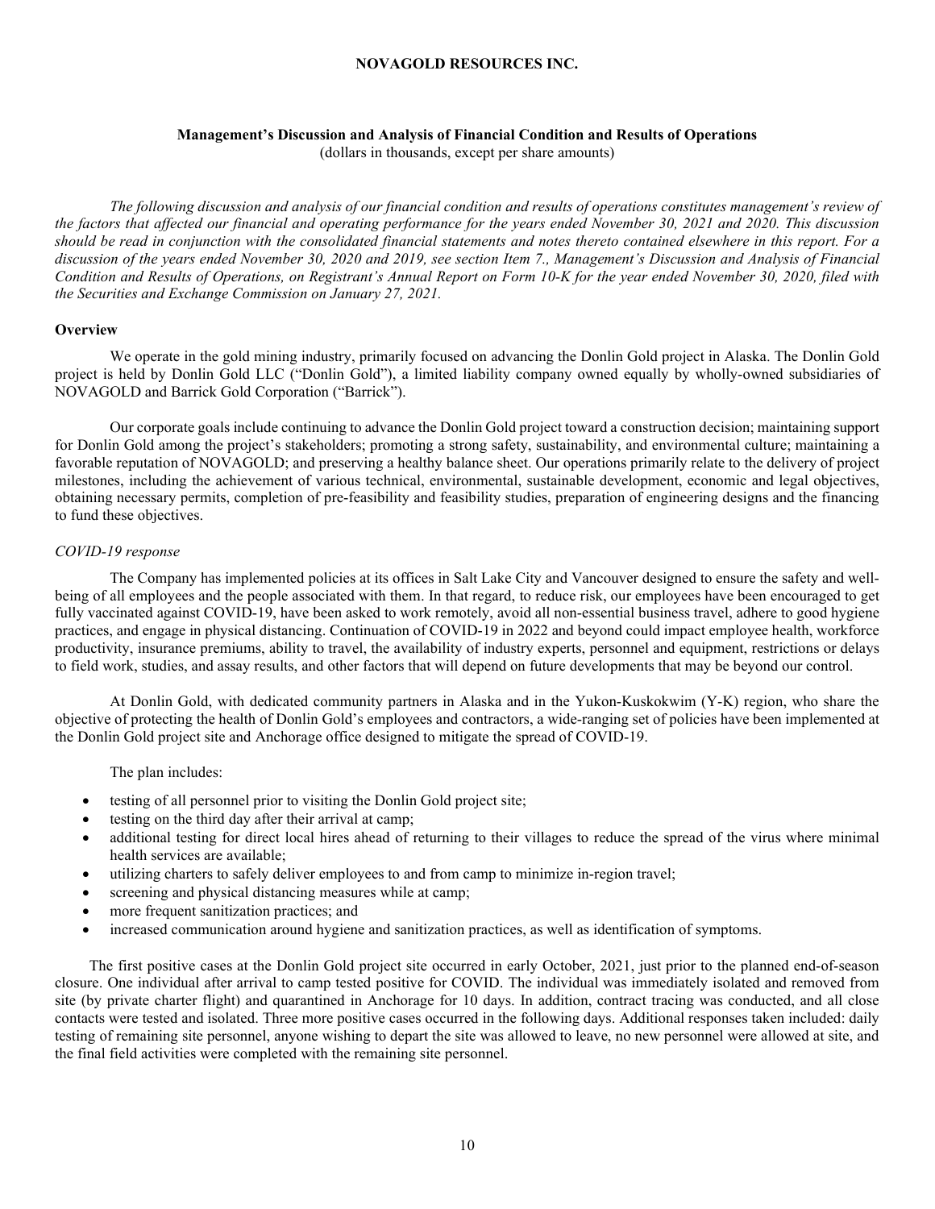**NOVAGOLD RESOURCES INC.**

## Management's Discussion and Analysis of Financial Condition and Results of Operations

(dollars in thousands, except per share amounts)

*The following discussion and analysis of our financial condition and results of operations constitutes management's review of the factors that affected our financial and operating performance for the years ended November 30, 2021 and 2020. This discussion should be read in conjunction with the consolidated financial statements and notes thereto contained elsewhere in this report. For a discussion of the years ended November 30, 2020 and 2019, see section Item 7., Management's Discussion and Analysis of Financial Condition and Results of Operations, on Registrant's Annual Report on Form 10-K for the year ended November 30, 2020, filed with the Securities and Exchange Commission on January 27, 2021.*

### Overview

We operate in the gold mining industry, primarily focused on advancing the Donlin Gold project in Alaska. The Donlin Gold project is held by Donlin Gold LLC ("Donlin Gold"), a limited liability company owned equally by wholly-owned subsidiaries of NOVAGOLD and Barrick Gold Corporation ("Barrick").

Our corporate goals include continuing to advance the Donlin Gold project toward a construction decision; maintaining support for Donlin Gold among the project's stakeholders; promoting a strong safety, sustainability, and environmental culture; maintaining a favorable reputation of NOVAGOLD; and preserving a healthy balance sheet. Our operations primarily relate to the delivery of project milestones, including the achievement of various technical, environmental, sustainable development, economic and legal objectives, obtaining necessary permits, completion of pre-feasibility and feasibility studies, preparation of engineering designs and the financing to fund these objectives.

*COVID-19 response*

The Company has implemented policies at its offices in Salt Lake City and Vancouver designed to ensure the safety and well-being of all employees and the people associated with them. In that regard, to reduce risk, our employees have been encouraged to get fully vaccinated against COVID-19, have been asked to work remotely, avoid all non-essential business travel, adhere to good hygiene practices, and engage in physical distancing. Continuation of COVID-19 in 2022 and beyond could impact employee health, workforce productivity, insurance premiums, ability to travel, the availability of industry experts, personnel and equipment, restrictions or delays to field work, studies, and assay results, and other factors that will depend on future developments that may be beyond our control.

At Donlin Gold, with dedicated community partners in Alaska and in the Yukon-Kuskokwim (Y-K) region, who share the objective of protecting the health of Donlin Gold's employees and contractors, a wide-ranging set of policies have been implemented at the Donlin Gold project site and Anchorage office designed to mitigate the spread of COVID-19.

The plan includes:

- testing of all personnel prior to visiting the Donlin Gold project site;
- testing on the third day after their arrival at camp;
- additional testing for direct local hires ahead of returning to their villages to reduce the spread of the virus where minimal health services are available;
- utilizing charters to safely deliver employees to and from camp to minimize in-region travel;
- screening and physical distancing measures while at camp;
- more frequent sanitization practices; and
- increased communication around hygiene and sanitization practices, as well as identification of symptoms.

The first positive cases at the Donlin Gold project site occurred in early October, 2021, just prior to the planned end-of-season closure. One individual after arrival to camp tested positive for COVID. The individual was immediately isolated and removed from site (by private charter flight) and quarantined in Anchorage for 10 days. In addition, contract tracing was conducted, and all close contacts were tested and isolated. Three more positive cases occurred in the following days. Additional responses taken included: daily testing of remaining site personnel, anyone wishing to depart the site was allowed to leave, no new personnel were allowed at site, and the final field activities were completed with the remaining site personnel.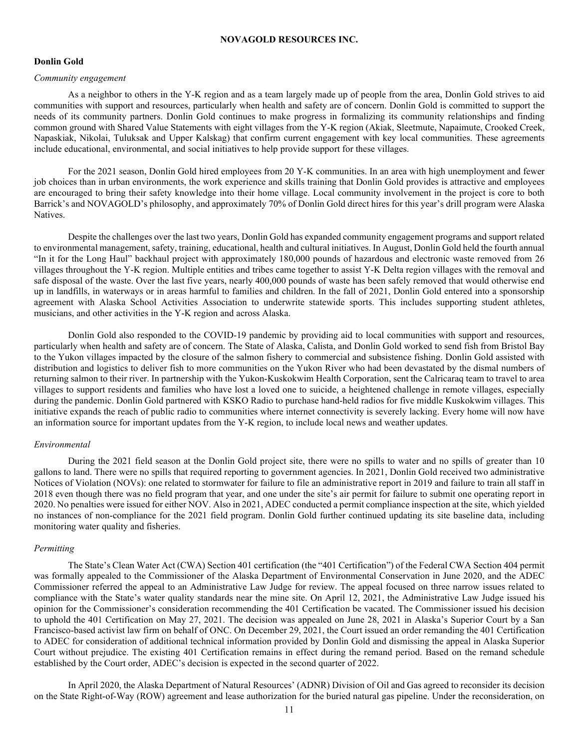## Donlin Gold

*Community engagement*

As a neighbor to others in the Y-K region and as a team largely made up of people from the area, Donlin Gold strives to aid communities with support and resources, particularly when health and safety are of concern. Donlin Gold is committed to support the needs of its community partners. Donlin Gold continues to make progress in formalizing its community relationships and finding common ground with Shared Value Statements with eight villages from the Y-K region (Akiak, Sleetmute, Napaimute, Crooked Creek, Napaskiak, Nikolai, Tuluksak and Upper Kalskag) that confirm current engagement with key local communities. These agreements include educational, environmental, and social initiatives to help provide support for these villages.

For the 2021 season, Donlin Gold hired employees from 20 Y-K communities. In an area with high unemployment and fewer job choices than in urban environments, the work experience and skills training that Donlin Gold provides is attractive and employees are encouraged to bring their safety knowledge into their home village. Local community involvement in the project is core to both Barrick's and NOVAGOLD's philosophy, and approximately 70% of Donlin Gold direct hires for this year's drill program were Alaska Natives.

Despite the challenges over the last two years, Donlin Gold has expanded community engagement programs and support related to environmental management, safety, training, educational, health and cultural initiatives. In August, Donlin Gold held the fourth annual "In it for the Long Haul" backhaul project with approximately 180,000 pounds of hazardous and electronic waste removed from 26 villages throughout the Y-K region. Multiple entities and tribes came together to assist Y-K Delta region villages with the removal and safe disposal of the waste. Over the last five years, nearly 400,000 pounds of waste has been safely removed that would otherwise end up in landfills, in waterways or in areas harmful to families and children. In the fall of 2021, Donlin Gold entered into a sponsorship agreement with Alaska School Activities Association to underwrite statewide sports. This includes supporting student athletes, musicians, and other activities in the Y-K region and across Alaska.

Donlin Gold also responded to the COVID-19 pandemic by providing aid to local communities with support and resources, particularly when health and safety are of concern. The State of Alaska, Calista, and Donlin Gold worked to send fish from Bristol Bay to the Yukon villages impacted by the closure of the salmon fishery to commercial and subsistence fishing. Donlin Gold assisted with distribution and logistics to deliver fish to more communities on the Yukon River who had been devastated by the dismal numbers of returning salmon to their river. In partnership with the Yukon-Kuskokwim Health Corporation, sent the Calricaraq team to travel to area villages to support residents and families who have lost a loved one to suicide, a heightened challenge in remote villages, especially during the pandemic. Donlin Gold partnered with KSKO Radio to purchase hand-held radios for five middle Kuskokwim villages. This initiative expands the reach of public radio to communities where internet connectivity is severely lacking. Every home will now have an information source for important updates from the Y-K region, to include local news and weather updates.

*Environmental*

During the 2021 field season at the Donlin Gold project site, there were no spills to water and no spills of greater than 10 gallons to land. There were no spills that required reporting to government agencies. In 2021, Donlin Gold received two administrative Notices of Violation (NOVs): one related to stormwater for failure to file an administrative report in 2019 and failure to train all staff in 2018 even though there was no field program that year, and one under the site's air permit for failure to submit one operating report in 2020. No penalties were issued for either NOV. Also in 2021, ADEC conducted a permit compliance inspection at the site, which yielded no instances of non-compliance for the 2021 field program. Donlin Gold further continued updating its site baseline data, including monitoring water quality and fisheries.

*Permitting*

The State's Clean Water Act (CWA) Section 401 certification (the "401 Certification") of the Federal CWA Section 404 permit was formally appealed to the Commissioner of the Alaska Department of Environmental Conservation in June 2020, and the ADEC Commissioner referred the appeal to an Administrative Law Judge for review. The appeal focused on three narrow issues related to compliance with the State's water quality standards near the mine site. On April 12, 2021, the Administrative Law Judge issued his opinion for the Commissioner's consideration recommending the 401 Certification be vacated. The Commissioner issued his decision to uphold the 401 Certification on May 27, 2021. The decision was appealed on June 28, 2021 in Alaska's Superior Court by a San Francisco-based activist law firm on behalf of ONC. On December 29, 2021, the Court issued an order remanding the 401 Certification to ADEC for consideration of additional technical information provided by Donlin Gold and dismissing the appeal in Alaska Superior Court without prejudice. The existing 401 Certification remains in effect during the remand period. Based on the remand schedule established by the Court order, ADEC's decision is expected in the second quarter of 2022.

In April 2020, the Alaska Department of Natural Resources' (ADNR) Division of Oil and Gas agreed to reconsider its decision on the State Right-of-Way (ROW) agreement and lease authorization for the buried natural gas pipeline. Under the reconsideration, on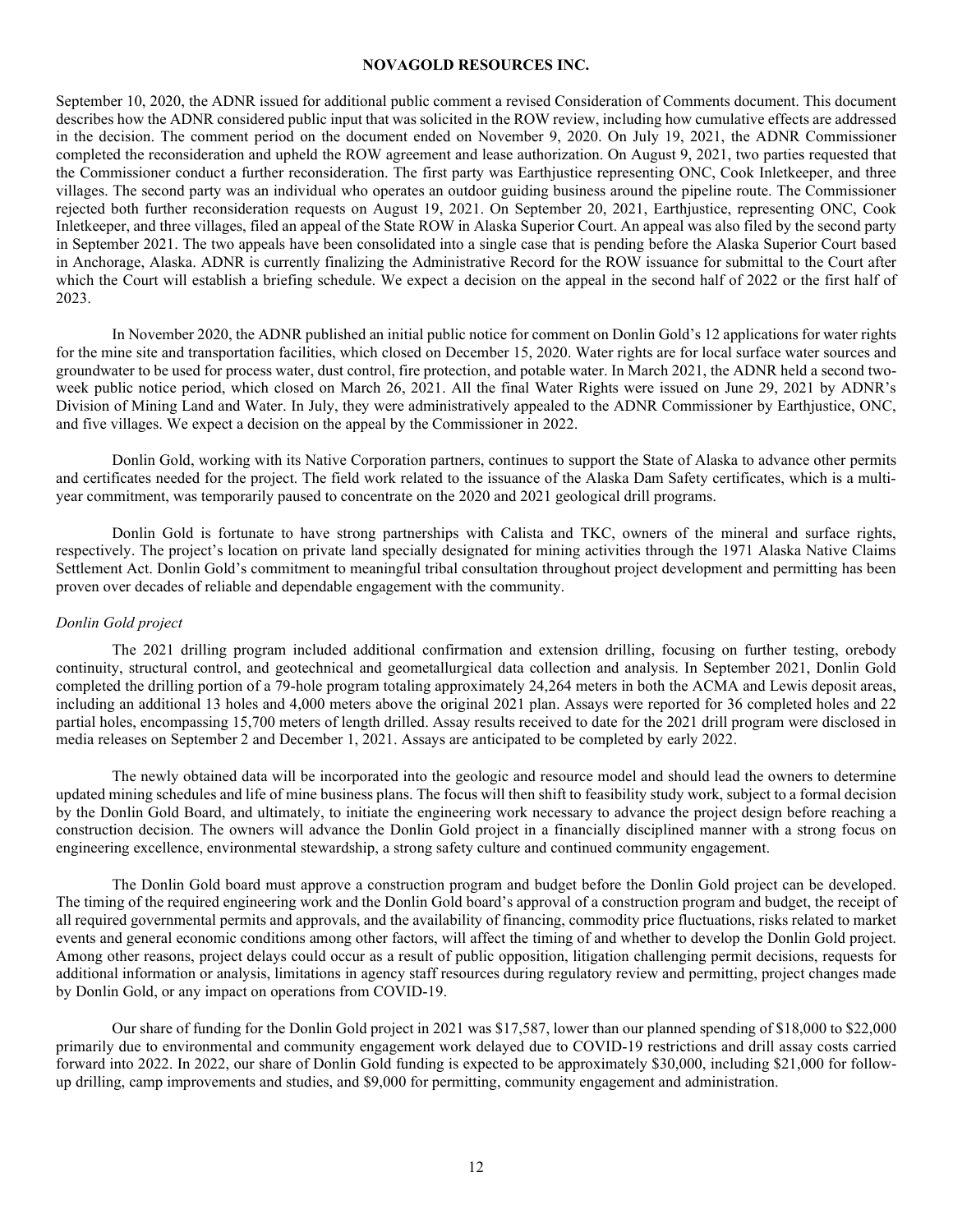September 10, 2020, the ADNR issued for additional public comment a revised Consideration of Comments document. This document describes how the ADNR considered public input that was solicited in the ROW review, including how cumulative effects are addressed in the decision. The comment period on the document ended on November 9, 2020. On July 19, 2021, the ADNR Commissioner completed the reconsideration and upheld the ROW agreement and lease authorization. On August 9, 2021, two parties requested that the Commissioner conduct a further reconsideration. The first party was Earthjustice representing ONC, Cook Inletkeeper, and three villages. The second party was an individual who operates an outdoor guiding business around the pipeline route. The Commissioner rejected both further reconsideration requests on August 19, 2021. On September 20, 2021, Earthjustice, representing ONC, Cook Inletkeeper, and three villages, filed an appeal of the State ROW in Alaska Superior Court. An appeal was also filed by the second party in September 2021. The two appeals have been consolidated into a single case that is pending before the Alaska Superior Court based in Anchorage, Alaska. ADNR is currently finalizing the Administrative Record for the ROW issuance for submittal to the Court after which the Court will establish a briefing schedule. We expect a decision on the appeal in the second half of 2022 or the first half of 2023.

In November 2020, the ADNR published an initial public notice for comment on Donlin Gold's 12 applications for water rights for the mine site and transportation facilities, which closed on December 15, 2020. Water rights are for local surface water sources and groundwater to be used for process water, dust control, fire protection, and potable water. In March 2021, the ADNR held a second two-week public notice period, which closed on March 26, 2021. All the final Water Rights were issued on June 29, 2021 by ADNR's Division of Mining Land and Water. In July, they were administratively appealed to the ADNR Commissioner by Earthjustice, ONC, and five villages. We expect a decision on the appeal by the Commissioner in 2022.

Donlin Gold, working with its Native Corporation partners, continues to support the State of Alaska to advance other permits and certificates needed for the project. The field work related to the issuance of the Alaska Dam Safety certificates, which is a multi-year commitment, was temporarily paused to concentrate on the 2020 and 2021 geological drill programs.

Donlin Gold is fortunate to have strong partnerships with Calista and TKC, owners of the mineral and surface rights, respectively. The project's location on private land specially designated for mining activities through the 1971 Alaska Native Claims Settlement Act. Donlin Gold's commitment to meaningful tribal consultation throughout project development and permitting has been proven over decades of reliable and dependable engagement with the community.

*Donlin Gold project*

The 2021 drilling program included additional confirmation and extension drilling, focusing on further testing, orebody continuity, structural control, and geotechnical and geometallurgical data collection and analysis. In September 2021, Donlin Gold completed the drilling portion of a 79-hole program totaling approximately 24,264 meters in both the ACMA and Lewis deposit areas, including an additional 13 holes and 4,000 meters above the original 2021 plan. Assays were reported for 36 completed holes and 22 partial holes, encompassing 15,700 meters of length drilled. Assay results received to date for the 2021 drill program were disclosed in media releases on September 2 and December 1, 2021. Assays are anticipated to be completed by early 2022.

The newly obtained data will be incorporated into the geologic and resource model and should lead the owners to determine updated mining schedules and life of mine business plans. The focus will then shift to feasibility study work, subject to a formal decision by the Donlin Gold Board, and ultimately, to initiate the engineering work necessary to advance the project design before reaching a construction decision. The owners will advance the Donlin Gold project in a financially disciplined manner with a strong focus on engineering excellence, environmental stewardship, a strong safety culture and continued community engagement.

The Donlin Gold board must approve a construction program and budget before the Donlin Gold project can be developed. The timing of the required engineering work and the Donlin Gold board's approval of a construction program and budget, the receipt of all required governmental permits and approvals, and the availability of financing, commodity price fluctuations, risks related to market events and general economic conditions among other factors, will affect the timing of and whether to develop the Donlin Gold project. Among other reasons, project delays could occur as a result of public opposition, litigation challenging permit decisions, requests for additional information or analysis, limitations in agency staff resources during regulatory review and permitting, project changes made by Donlin Gold, or any impact on operations from COVID-19.

Our share of funding for the Donlin Gold project in 2021 was $17,587, lower than our planned spending of $18,000 to $22,000 primarily due to environmental and community engagement work delayed due to COVID-19 restrictions and drill assay costs carried forward into 2022. In 2022, our share of Donlin Gold funding is expected to be approximately $30,000, including $21,000 for follow-up drilling, camp improvements and studies, and $9,000 for permitting, community engagement and administration.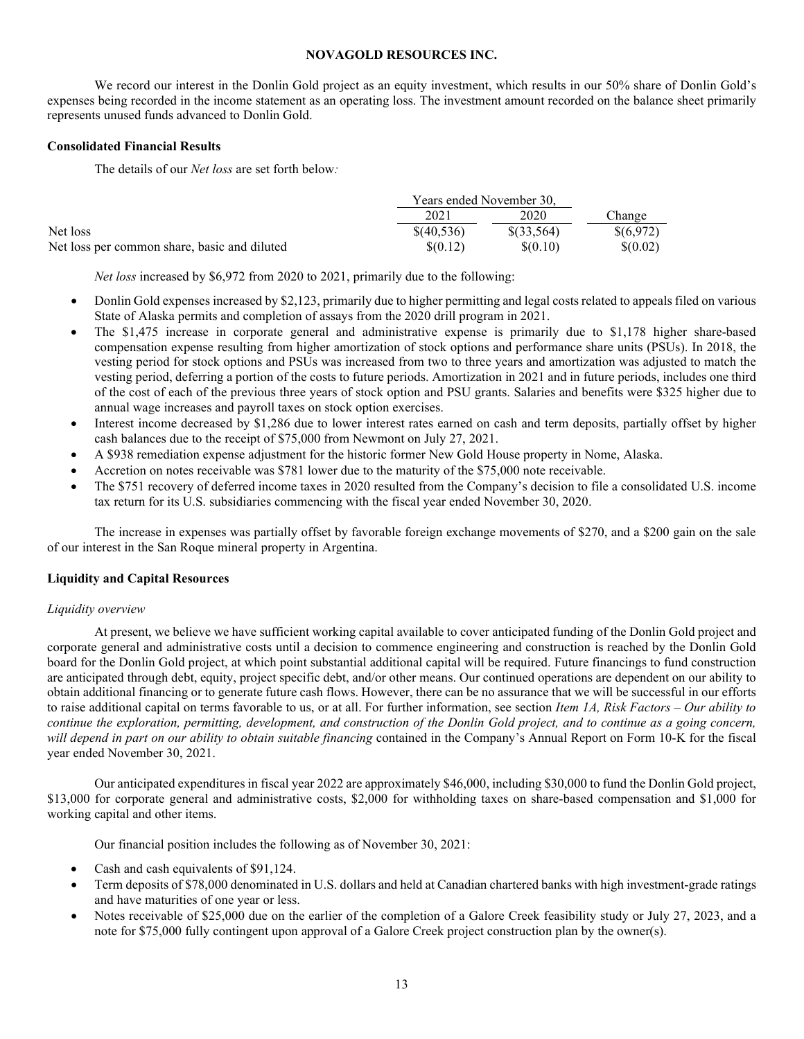**NOVAGOLD RESOURCES INC.**

We record our interest in the Donlin Gold project as an equity investment, which results in our 50% share of Donlin Gold's expenses being recorded in the income statement as an operating loss. The investment amount recorded on the balance sheet primarily represents unused funds advanced to Donlin Gold.

**Consolidated Financial Results**

The details of our *Net loss* are set forth below*:*

| | Years ended November 30, | | |
|---|---|---|---|
| | 2021 | 2020 | Change |
| Net loss | $(40,536) | $(33,564) | $(6,972) |
| Net loss per common share, basic and diluted | $(0.12) | $(0.10) | $(0.02) |

*Net loss* increased by $6,972 from 2020 to 2021, primarily due to the following:

- Donlin Gold expenses increased by $2,123, primarily due to higher permitting and legal costs related to appeals filed on various State of Alaska permits and completion of assays from the 2020 drill program in 2021.
- The $1,475 increase in corporate general and administrative expense is primarily due to $1,178 higher share-based compensation expense resulting from higher amortization of stock options and performance share units (PSUs). In 2018, the vesting period for stock options and PSUs was increased from two to three years and amortization was adjusted to match the vesting period, deferring a portion of the costs to future periods. Amortization in 2021 and in future periods, includes one third of the cost of each of the previous three years of stock option and PSU grants. Salaries and benefits were $325 higher due to annual wage increases and payroll taxes on stock option exercises.
- Interest income decreased by $1,286 due to lower interest rates earned on cash and term deposits, partially offset by higher cash balances due to the receipt of $75,000 from Newmont on July 27, 2021.
- A $938 remediation expense adjustment for the historic former New Gold House property in Nome, Alaska.
- Accretion on notes receivable was $781 lower due to the maturity of the $75,000 note receivable.
- The $751 recovery of deferred income taxes in 2020 resulted from the Company's decision to file a consolidated U.S. income tax return for its U.S. subsidiaries commencing with the fiscal year ended November 30, 2020.

The increase in expenses was partially offset by favorable foreign exchange movements of $270, and a $200 gain on the sale of our interest in the San Roque mineral property in Argentina.

**Liquidity and Capital Resources**

*Liquidity overview*

At present, we believe we have sufficient working capital available to cover anticipated funding of the Donlin Gold project and corporate general and administrative costs until a decision to commence engineering and construction is reached by the Donlin Gold board for the Donlin Gold project, at which point substantial additional capital will be required. Future financings to fund construction are anticipated through debt, equity, project specific debt, and/or other means. Our continued operations are dependent on our ability to obtain additional financing or to generate future cash flows. However, there can be no assurance that we will be successful in our efforts to raise additional capital on terms favorable to us, or at all. For further information, see section *Item 1A, Risk Factors – Our ability to continue the exploration, permitting, development, and construction of the Donlin Gold project, and to continue as a going concern, will depend in part on our ability to obtain suitable financing* contained in the Company's Annual Report on Form 10-K for the fiscal year ended November 30, 2021.

Our anticipated expenditures in fiscal year 2022 are approximately $46,000, including $30,000 to fund the Donlin Gold project, $13,000 for corporate general and administrative costs, $2,000 for withholding taxes on share-based compensation and $1,000 for working capital and other items.

Our financial position includes the following as of November 30, 2021:

- Cash and cash equivalents of $91,124.
- Term deposits of $78,000 denominated in U.S. dollars and held at Canadian chartered banks with high investment-grade ratings and have maturities of one year or less.
- Notes receivable of $25,000 due on the earlier of the completion of a Galore Creek feasibility study or July 27, 2023, and a note for $75,000 fully contingent upon approval of a Galore Creek project construction plan by the owner(s).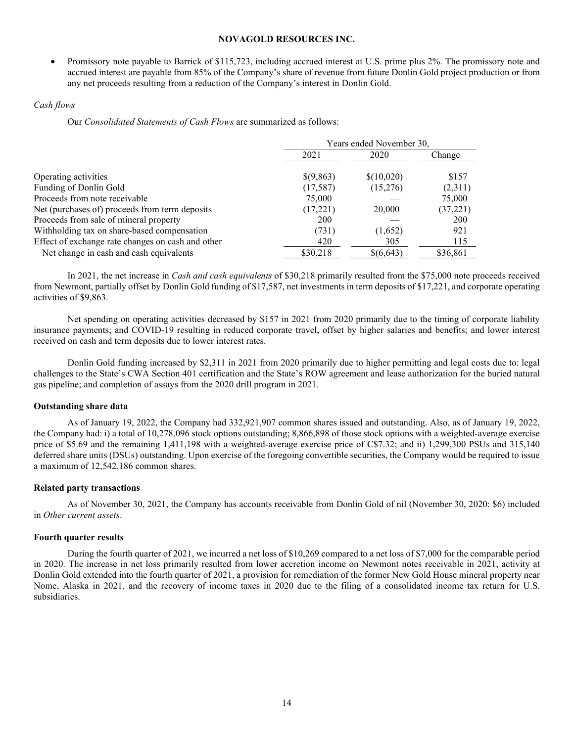- Promissory note payable to Barrick of $115,723, including accrued interest at U.S. prime plus 2%. The promissory note and accrued interest are payable from 85% of the Company's share of revenue from future Donlin Gold project production or from any net proceeds resulting from a reduction of the Company's interest in Donlin Gold.

*Cash flows*

Our *Consolidated Statements of Cash Flows* are summarized as follows:

| | Years ended November 30, | | |
|---|---|---|---|
| | 2021 | 2020 | Change |
| Operating activities | $(9,863) | $(10,020) | $157 |
| Funding of Donlin Gold | (17,587) | (15,276) | (2,311) |
| Proceeds from note receivable | 75,000 | — | 75,000 |
| Net (purchases of) proceeds from term deposits | (17,221) | 20,000 | (37,221) |
| Proceeds from sale of mineral property | 200 | — | 200 |
| Withholding tax on share-based compensation | (731) | (1,652) | 921 |
| Effect of exchange rate changes on cash and other | 420 | 305 | 115 |
| Net change in cash and cash equivalents | $30,218 | $(6,643) | $36,861 |

In 2021, the net increase in *Cash and cash equivalents* of $30,218 primarily resulted from the $75,000 note proceeds received from Newmont, partially offset by Donlin Gold funding of $17,587, net investments in term deposits of $17,221, and corporate operating activities of $9,863.

Net spending on operating activities decreased by $157 in 2021 from 2020 primarily due to the timing of corporate liability insurance payments; and COVID-19 resulting in reduced corporate travel, offset by higher salaries and benefits; and lower interest received on cash and term deposits due to lower interest rates.

Donlin Gold funding increased by $2,311 in 2021 from 2020 primarily due to higher permitting and legal costs due to: legal challenges to the State's CWA Section 401 certification and the State's ROW agreement and lease authorization for the buried natural gas pipeline; and completion of assays from the 2020 drill program in 2021.

**Outstanding share data**

As of January 19, 2022, the Company had 332,921,907 common shares issued and outstanding. Also, as of January 19, 2022, the Company had: i) a total of 10,278,096 stock options outstanding; 8,866,898 of those stock options with a weighted-average exercise price of $5.69 and the remaining 1,411,198 with a weighted-average exercise price of C$7.32; and ii) 1,299,300 PSUs and 315,140 deferred share units (DSUs) outstanding. Upon exercise of the foregoing convertible securities, the Company would be required to issue a maximum of 12,542,186 common shares.

**Related party transactions**

As of November 30, 2021, the Company has accounts receivable from Donlin Gold of nil (November 30, 2020: $6) included in *Other current assets*.

**Fourth quarter results**

During the fourth quarter of 2021, we incurred a net loss of $10,269 compared to a net loss of $7,000 for the comparable period in 2020. The increase in net loss primarily resulted from lower accretion income on Newmont notes receivable in 2021, activity at Donlin Gold extended into the fourth quarter of 2021, a provision for remediation of the former New Gold House mineral property near Nome, Alaska in 2021, and the recovery of income taxes in 2020 due to the filing of a consolidated income tax return for U.S. subsidiaries.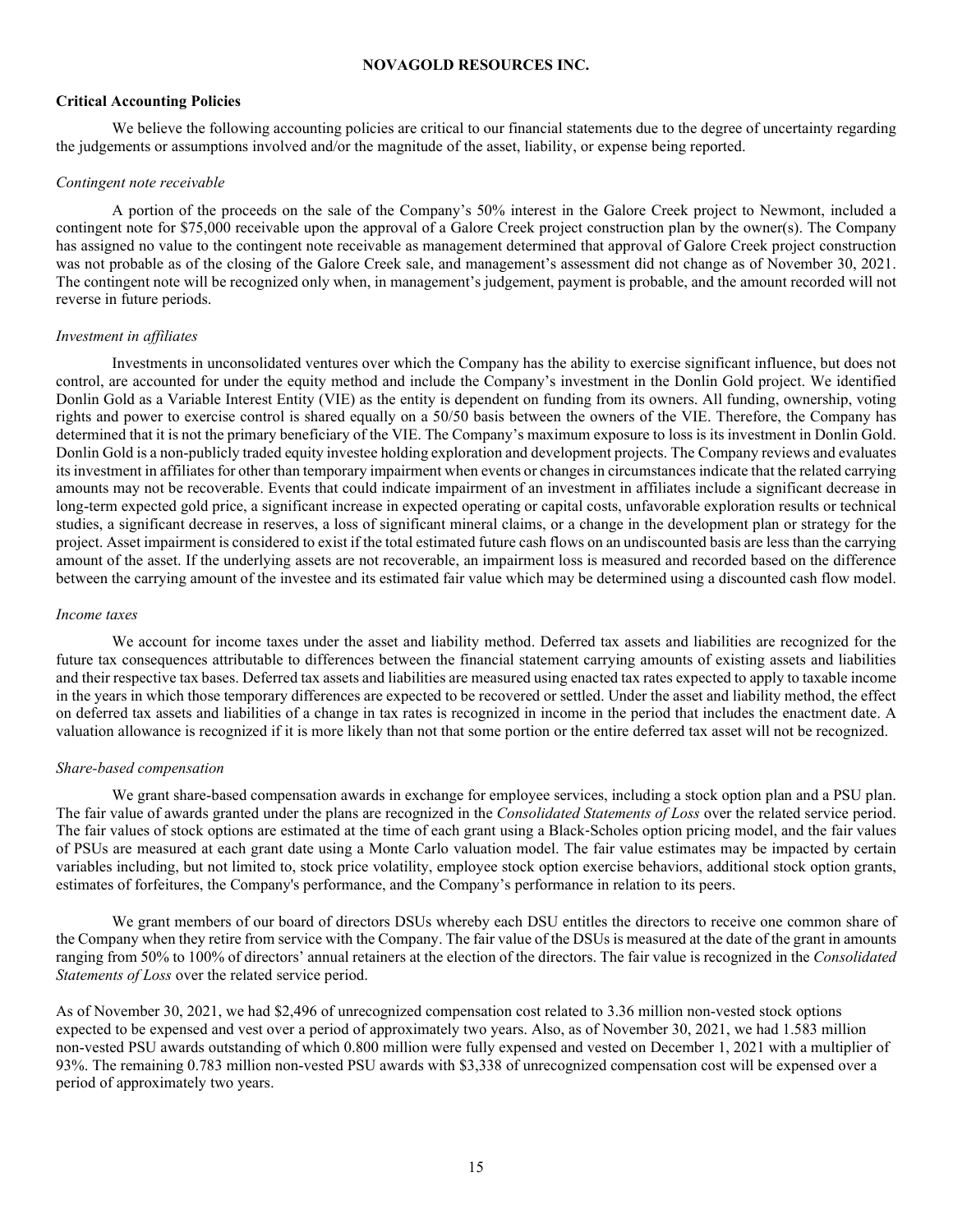## Critical Accounting Policies

We believe the following accounting policies are critical to our financial statements due to the degree of uncertainty regarding the judgements or assumptions involved and/or the magnitude of the asset, liability, or expense being reported.

*Contingent note receivable*

A portion of the proceeds on the sale of the Company's 50% interest in the Galore Creek project to Newmont, included a contingent note for $75,000 receivable upon the approval of a Galore Creek project construction plan by the owner(s). The Company has assigned no value to the contingent note receivable as management determined that approval of Galore Creek project construction was not probable as of the closing of the Galore Creek sale, and management's assessment did not change as of November 30, 2021. The contingent note will be recognized only when, in management's judgement, payment is probable, and the amount recorded will not reverse in future periods.

*Investment in affiliates*

Investments in unconsolidated ventures over which the Company has the ability to exercise significant influence, but does not control, are accounted for under the equity method and include the Company's investment in the Donlin Gold project. We identified Donlin Gold as a Variable Interest Entity (VIE) as the entity is dependent on funding from its owners. All funding, ownership, voting rights and power to exercise control is shared equally on a 50/50 basis between the owners of the VIE. Therefore, the Company has determined that it is not the primary beneficiary of the VIE. The Company's maximum exposure to loss is its investment in Donlin Gold. Donlin Gold is a non-publicly traded equity investee holding exploration and development projects. The Company reviews and evaluates its investment in affiliates for other than temporary impairment when events or changes in circumstances indicate that the related carrying amounts may not be recoverable. Events that could indicate impairment of an investment in affiliates include a significant decrease in long-term expected gold price, a significant increase in expected operating or capital costs, unfavorable exploration results or technical studies, a significant decrease in reserves, a loss of significant mineral claims, or a change in the development plan or strategy for the project. Asset impairment is considered to exist if the total estimated future cash flows on an undiscounted basis are less than the carrying amount of the asset. If the underlying assets are not recoverable, an impairment loss is measured and recorded based on the difference between the carrying amount of the investee and its estimated fair value which may be determined using a discounted cash flow model.

*Income taxes*

We account for income taxes under the asset and liability method. Deferred tax assets and liabilities are recognized for the future tax consequences attributable to differences between the financial statement carrying amounts of existing assets and liabilities and their respective tax bases. Deferred tax assets and liabilities are measured using enacted tax rates expected to apply to taxable income in the years in which those temporary differences are expected to be recovered or settled. Under the asset and liability method, the effect on deferred tax assets and liabilities of a change in tax rates is recognized in income in the period that includes the enactment date. A valuation allowance is recognized if it is more likely than not that some portion or the entire deferred tax asset will not be recognized.

*Share-based compensation*

We grant share-based compensation awards in exchange for employee services, including a stock option plan and a PSU plan. The fair value of awards granted under the plans are recognized in the *Consolidated Statements of Loss* over the related service period. The fair values of stock options are estimated at the time of each grant using a Black-Scholes option pricing model, and the fair values of PSUs are measured at each grant date using a Monte Carlo valuation model. The fair value estimates may be impacted by certain variables including, but not limited to, stock price volatility, employee stock option exercise behaviors, additional stock option grants, estimates of forfeitures, the Company's performance, and the Company's performance in relation to its peers.

We grant members of our board of directors DSUs whereby each DSU entitles the directors to receive one common share of the Company when they retire from service with the Company. The fair value of the DSUs is measured at the date of the grant in amounts ranging from 50% to 100% of directors' annual retainers at the election of the directors. The fair value is recognized in the *Consolidated Statements of Loss* over the related service period.

As of November 30, 2021, we had $2,496 of unrecognized compensation cost related to 3.36 million non-vested stock options expected to be expensed and vest over a period of approximately two years. Also, as of November 30, 2021, we had 1.583 million non-vested PSU awards outstanding of which 0.800 million were fully expensed and vested on December 1, 2021 with a multiplier of 93%. The remaining 0.783 million non-vested PSU awards with $3,338 of unrecognized compensation cost will be expensed over a period of approximately two years.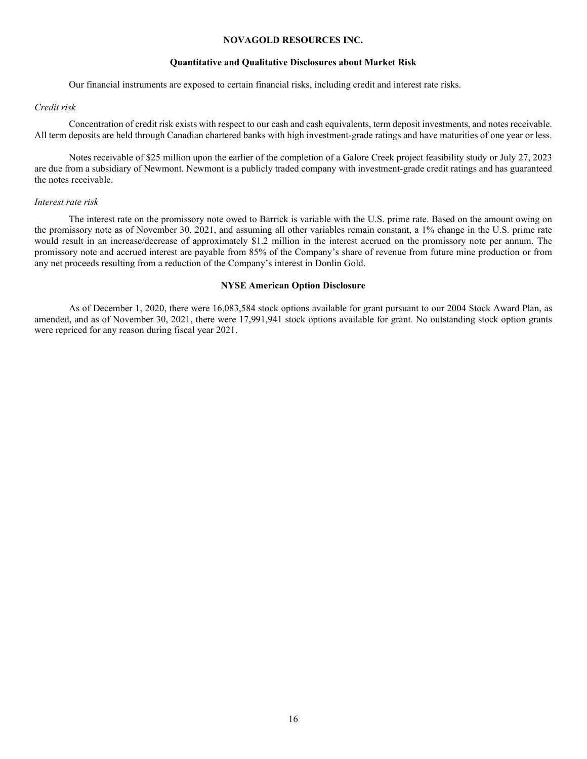**NOVAGOLD RESOURCES INC.**

## Quantitative and Qualitative Disclosures about Market Risk

Our financial instruments are exposed to certain financial risks, including credit and interest rate risks.

*Credit risk*

Concentration of credit risk exists with respect to our cash and cash equivalents, term deposit investments, and notes receivable. All term deposits are held through Canadian chartered banks with high investment-grade ratings and have maturities of one year or less.

Notes receivable of $25 million upon the earlier of the completion of a Galore Creek project feasibility study or July 27, 2023 are due from a subsidiary of Newmont. Newmont is a publicly traded company with investment-grade credit ratings and has guaranteed the notes receivable.

*Interest rate risk*

The interest rate on the promissory note owed to Barrick is variable with the U.S. prime rate. Based on the amount owing on the promissory note as of November 30, 2021, and assuming all other variables remain constant, a 1% change in the U.S. prime rate would result in an increase/decrease of approximately $1.2 million in the interest accrued on the promissory note per annum. The promissory note and accrued interest are payable from 85% of the Company's share of revenue from future mine production or from any net proceeds resulting from a reduction of the Company's interest in Donlin Gold.

## NYSE American Option Disclosure

As of December 1, 2020, there were 16,083,584 stock options available for grant pursuant to our 2004 Stock Award Plan, as amended, and as of November 30, 2021, there were 17,991,941 stock options available for grant. No outstanding stock option grants were repriced for any reason during fiscal year 2021.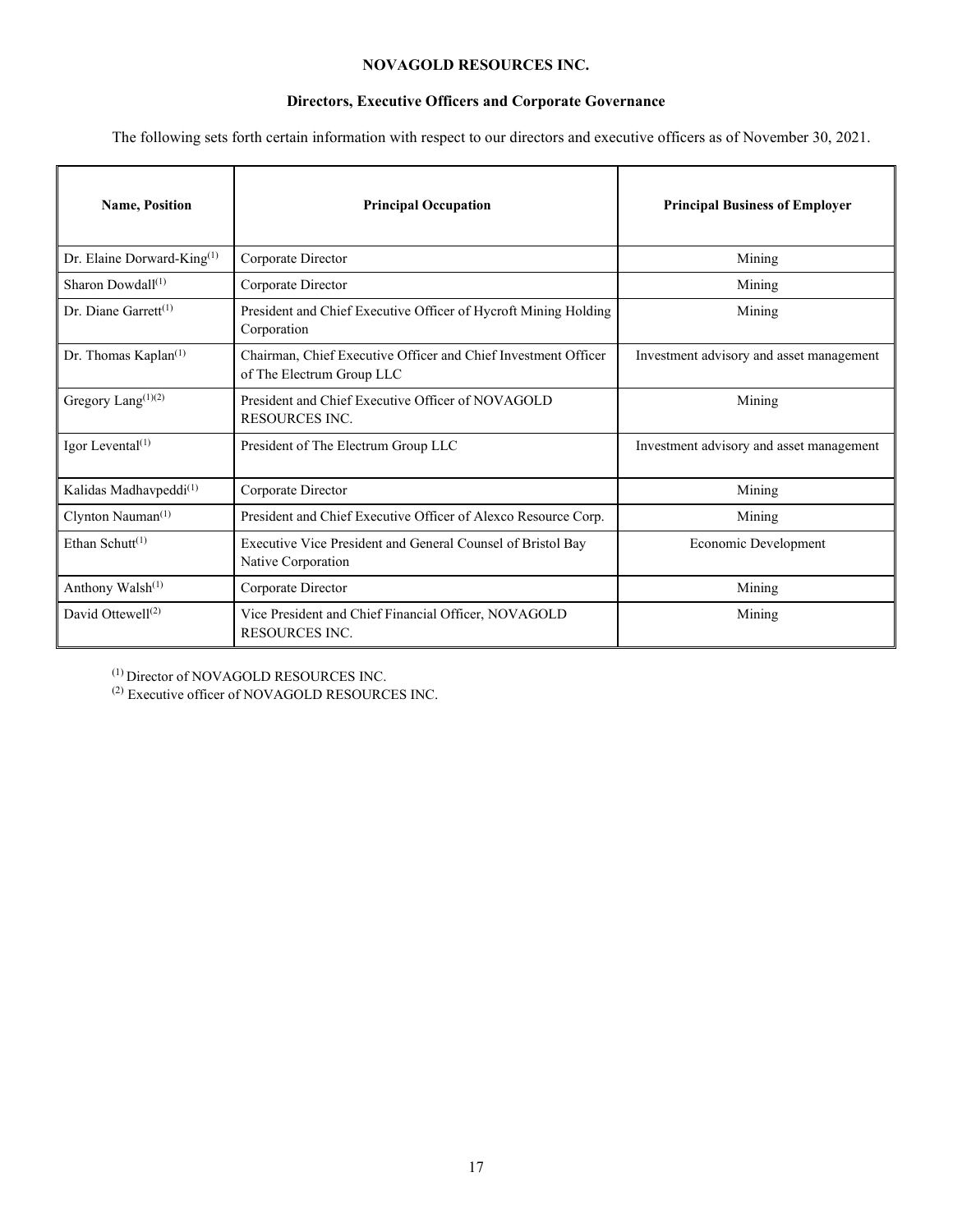**NOVAGOLD RESOURCES INC.**

**Directors, Executive Officers and Corporate Governance**

The following sets forth certain information with respect to our directors and executive officers as of November 30, 2021.

| Name, Position | Principal Occupation | Principal Business of Employer |
|---|---|---|
| Dr. Elaine Dorward-King[(1)] | Corporate Director | Mining |
| Sharon Dowdall[(1)] | Corporate Director | Mining |
| Dr. Diane Garrett[(1)] | President and Chief Executive Officer of Hycroft Mining Holding Corporation | Mining |
| Dr. Thomas Kaplan[(1)] | Chairman, Chief Executive Officer and Chief Investment Officer of The Electrum Group LLC | Investment advisory and asset management |
| Gregory Lang[(1)(2)] | President and Chief Executive Officer of NOVAGOLD RESOURCES INC. | Mining |
| Igor Levental[(1)] | President of The Electrum Group LLC | Investment advisory and asset management |
| Kalidas Madhavpeddi[(1)] | Corporate Director | Mining |
| Clynton Nauman[(1)] | President and Chief Executive Officer of Alexco Resource Corp. | Mining |
| Ethan Schutt[(1)] | Executive Vice President and General Counsel of Bristol Bay Native Corporation | Economic Development |
| Anthony Walsh[(1)] | Corporate Director | Mining |
| David Ottewell[(2)] | Vice President and Chief Financial Officer, NOVAGOLD RESOURCES INC. | Mining |

(1) Director of NOVAGOLD RESOURCES INC.

(2) Executive officer of NOVAGOLD RESOURCES INC.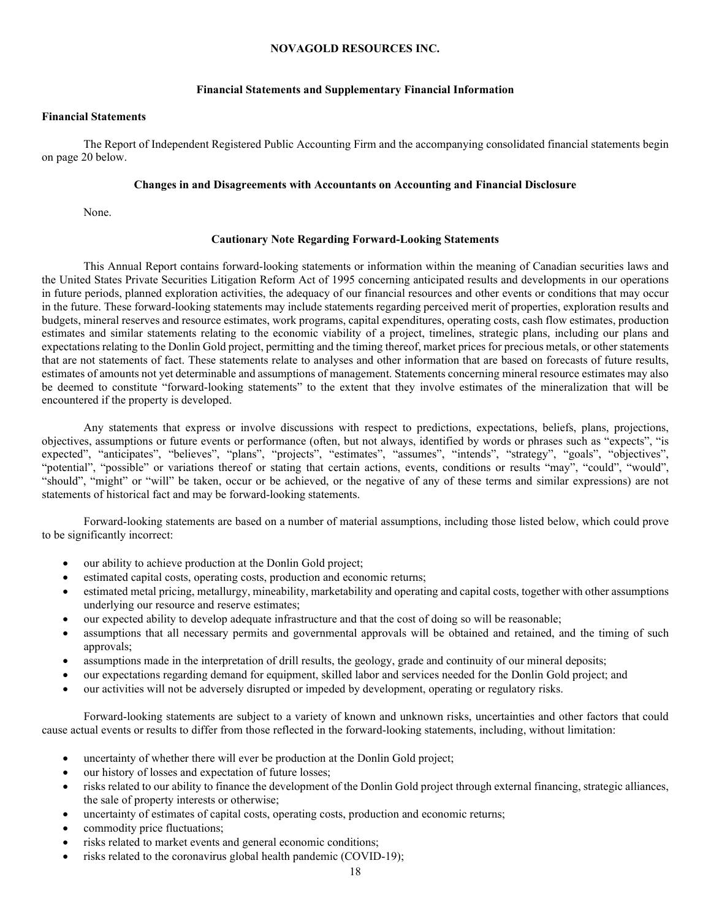# NOVAGOLD RESOURCES INC.

## Financial Statements and Supplementary Financial Information

### Financial Statements

The Report of Independent Registered Public Accounting Firm and the accompanying consolidated financial statements begin on page 20 below.

### Changes in and Disagreements with Accountants on Accounting and Financial Disclosure

None.

### Cautionary Note Regarding Forward-Looking Statements

This Annual Report contains forward-looking statements or information within the meaning of Canadian securities laws and the United States Private Securities Litigation Reform Act of 1995 concerning anticipated results and developments in our operations in future periods, planned exploration activities, the adequacy of our financial resources and other events or conditions that may occur in the future. These forward-looking statements may include statements regarding perceived merit of properties, exploration results and budgets, mineral reserves and resource estimates, work programs, capital expenditures, operating costs, cash flow estimates, production estimates and similar statements relating to the economic viability of a project, timelines, strategic plans, including our plans and expectations relating to the Donlin Gold project, permitting and the timing thereof, market prices for precious metals, or other statements that are not statements of fact. These statements relate to analyses and other information that are based on forecasts of future results, estimates of amounts not yet determinable and assumptions of management. Statements concerning mineral resource estimates may also be deemed to constitute "forward-looking statements" to the extent that they involve estimates of the mineralization that will be encountered if the property is developed.

Any statements that express or involve discussions with respect to predictions, expectations, beliefs, plans, projections, objectives, assumptions or future events or performance (often, but not always, identified by words or phrases such as "expects", "is expected", "anticipates", "believes", "plans", "projects", "estimates", "assumes", "intends", "strategy", "goals", "objectives", "potential", "possible" or variations thereof or stating that certain actions, events, conditions or results "may", "could", "would", "should", "might" or "will" be taken, occur or be achieved, or the negative of any of these terms and similar expressions) are not statements of historical fact and may be forward-looking statements.

Forward-looking statements are based on a number of material assumptions, including those listed below, which could prove to be significantly incorrect:

- our ability to achieve production at the Donlin Gold project;
- estimated capital costs, operating costs, production and economic returns;
- estimated metal pricing, metallurgy, mineability, marketability and operating and capital costs, together with other assumptions underlying our resource and reserve estimates;
- our expected ability to develop adequate infrastructure and that the cost of doing so will be reasonable;
- assumptions that all necessary permits and governmental approvals will be obtained and retained, and the timing of such approvals;
- assumptions made in the interpretation of drill results, the geology, grade and continuity of our mineral deposits;
- our expectations regarding demand for equipment, skilled labor and services needed for the Donlin Gold project; and
- our activities will not be adversely disrupted or impeded by development, operating or regulatory risks.

Forward-looking statements are subject to a variety of known and unknown risks, uncertainties and other factors that could cause actual events or results to differ from those reflected in the forward-looking statements, including, without limitation:

- uncertainty of whether there will ever be production at the Donlin Gold project;
- our history of losses and expectation of future losses;
- risks related to our ability to finance the development of the Donlin Gold project through external financing, strategic alliances, the sale of property interests or otherwise;
- uncertainty of estimates of capital costs, operating costs, production and economic returns;
- commodity price fluctuations;
- risks related to market events and general economic conditions;
- risks related to the coronavirus global health pandemic (COVID-19);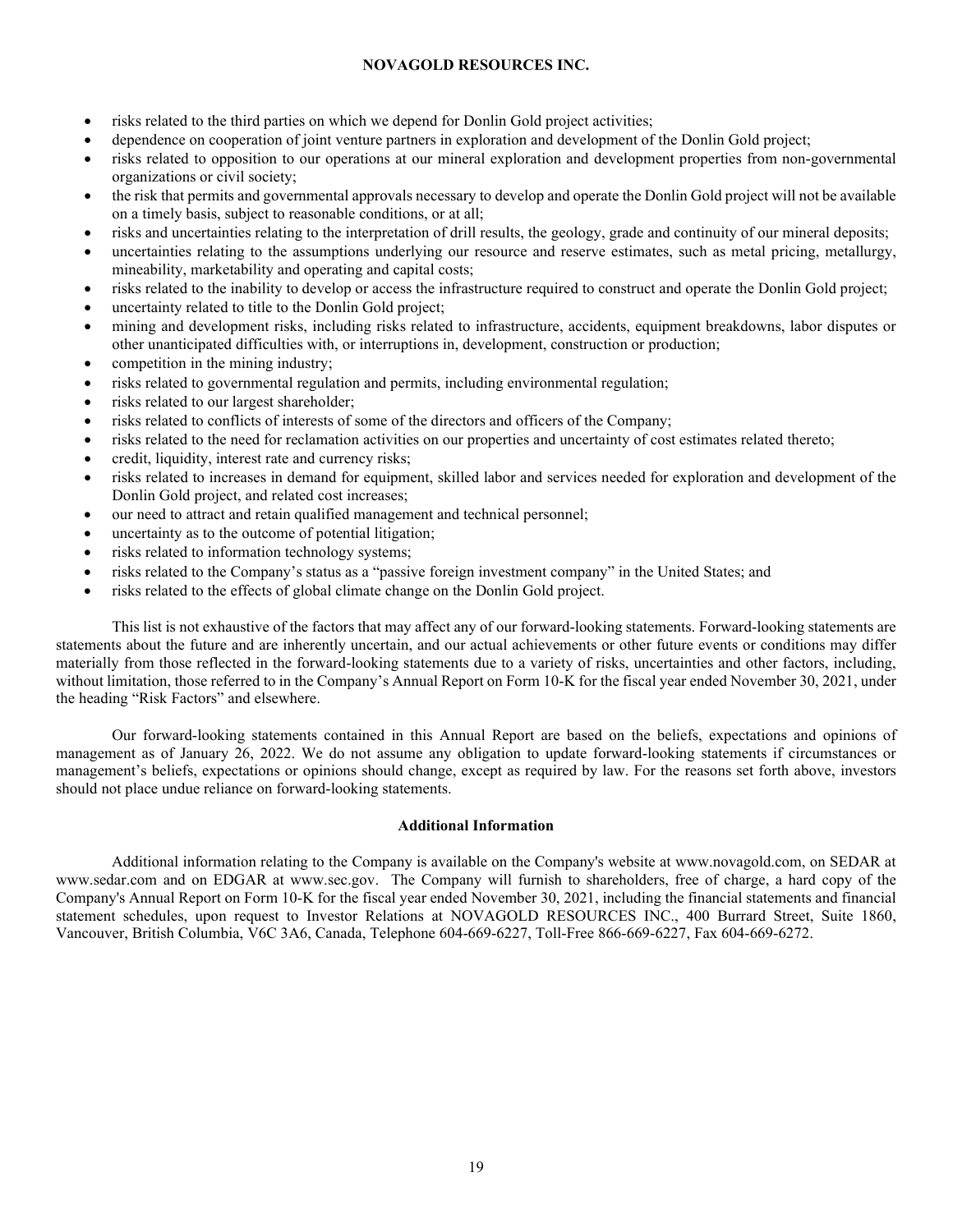- risks related to the third parties on which we depend for Donlin Gold project activities;
- dependence on cooperation of joint venture partners in exploration and development of the Donlin Gold project;
- risks related to opposition to our operations at our mineral exploration and development properties from non-governmental organizations or civil society;
- the risk that permits and governmental approvals necessary to develop and operate the Donlin Gold project will not be available on a timely basis, subject to reasonable conditions, or at all;
- risks and uncertainties relating to the interpretation of drill results, the geology, grade and continuity of our mineral deposits;
- uncertainties relating to the assumptions underlying our resource and reserve estimates, such as metal pricing, metallurgy, mineability, marketability and operating and capital costs;
- risks related to the inability to develop or access the infrastructure required to construct and operate the Donlin Gold project;
- uncertainty related to title to the Donlin Gold project;
- mining and development risks, including risks related to infrastructure, accidents, equipment breakdowns, labor disputes or other unanticipated difficulties with, or interruptions in, development, construction or production;
- competition in the mining industry;
- risks related to governmental regulation and permits, including environmental regulation;
- risks related to our largest shareholder;
- risks related to conflicts of interests of some of the directors and officers of the Company;
- risks related to the need for reclamation activities on our properties and uncertainty of cost estimates related thereto;
- credit, liquidity, interest rate and currency risks;
- risks related to increases in demand for equipment, skilled labor and services needed for exploration and development of the Donlin Gold project, and related cost increases;
- our need to attract and retain qualified management and technical personnel;
- uncertainty as to the outcome of potential litigation;
- risks related to information technology systems;
- risks related to the Company's status as a "passive foreign investment company" in the United States; and
- risks related to the effects of global climate change on the Donlin Gold project.

This list is not exhaustive of the factors that may affect any of our forward-looking statements. Forward-looking statements are statements about the future and are inherently uncertain, and our actual achievements or other future events or conditions may differ materially from those reflected in the forward-looking statements due to a variety of risks, uncertainties and other factors, including, without limitation, those referred to in the Company's Annual Report on Form 10-K for the fiscal year ended November 30, 2021, under the heading "Risk Factors" and elsewhere.

Our forward-looking statements contained in this Annual Report are based on the beliefs, expectations and opinions of management as of January 26, 2022. We do not assume any obligation to update forward-looking statements if circumstances or management's beliefs, expectations or opinions should change, except as required by law. For the reasons set forth above, investors should not place undue reliance on forward-looking statements.

## Additional Information

Additional information relating to the Company is available on the Company's website at www.novagold.com, on SEDAR at www.sedar.com and on EDGAR at www.sec.gov. The Company will furnish to shareholders, free of charge, a hard copy of the Company's Annual Report on Form 10-K for the fiscal year ended November 30, 2021, including the financial statements and financial statement schedules, upon request to Investor Relations at NOVAGOLD RESOURCES INC., 400 Burrard Street, Suite 1860, Vancouver, British Columbia, V6C 3A6, Canada, Telephone 604-669-6227, Toll-Free 866-669-6227, Fax 604-669-6272.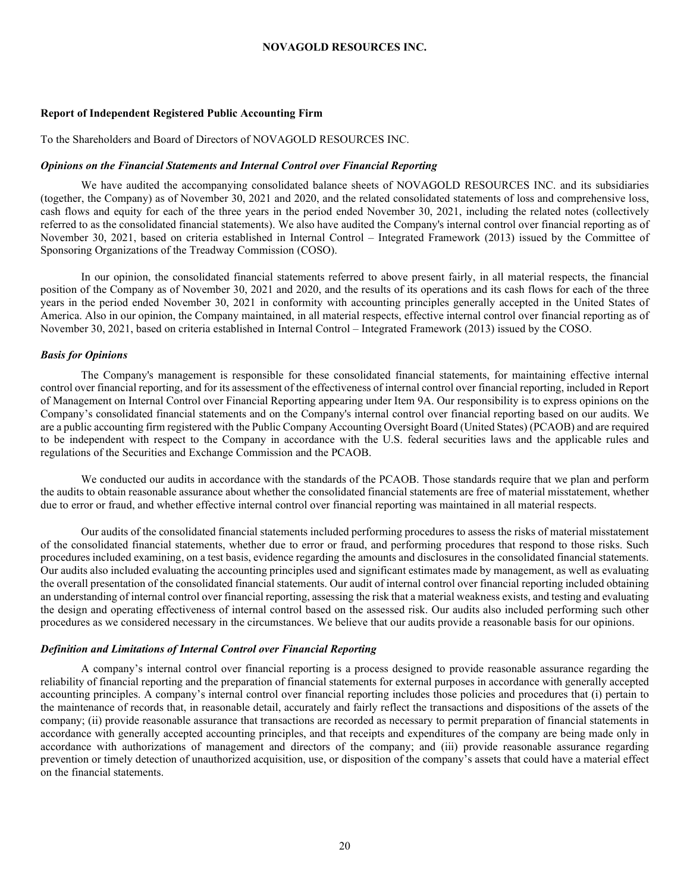**Report of Independent Registered Public Accounting Firm**

To the Shareholders and Board of Directors of NOVAGOLD RESOURCES INC.

***Opinions on the Financial Statements and Internal Control over Financial Reporting***

We have audited the accompanying consolidated balance sheets of NOVAGOLD RESOURCES INC. and its subsidiaries (together, the Company) as of November 30, 2021 and 2020, and the related consolidated statements of loss and comprehensive loss, cash flows and equity for each of the three years in the period ended November 30, 2021, including the related notes (collectively referred to as the consolidated financial statements). We also have audited the Company's internal control over financial reporting as of November 30, 2021, based on criteria established in Internal Control – Integrated Framework (2013) issued by the Committee of Sponsoring Organizations of the Treadway Commission (COSO).

In our opinion, the consolidated financial statements referred to above present fairly, in all material respects, the financial position of the Company as of November 30, 2021 and 2020, and the results of its operations and its cash flows for each of the three years in the period ended November 30, 2021 in conformity with accounting principles generally accepted in the United States of America. Also in our opinion, the Company maintained, in all material respects, effective internal control over financial reporting as of November 30, 2021, based on criteria established in Internal Control – Integrated Framework (2013) issued by the COSO.

***Basis for Opinions***

The Company's management is responsible for these consolidated financial statements, for maintaining effective internal control over financial reporting, and for its assessment of the effectiveness of internal control over financial reporting, included in Report of Management on Internal Control over Financial Reporting appearing under Item 9A. Our responsibility is to express opinions on the Company's consolidated financial statements and on the Company's internal control over financial reporting based on our audits. We are a public accounting firm registered with the Public Company Accounting Oversight Board (United States) (PCAOB) and are required to be independent with respect to the Company in accordance with the U.S. federal securities laws and the applicable rules and regulations of the Securities and Exchange Commission and the PCAOB.

We conducted our audits in accordance with the standards of the PCAOB. Those standards require that we plan and perform the audits to obtain reasonable assurance about whether the consolidated financial statements are free of material misstatement, whether due to error or fraud, and whether effective internal control over financial reporting was maintained in all material respects.

Our audits of the consolidated financial statements included performing procedures to assess the risks of material misstatement of the consolidated financial statements, whether due to error or fraud, and performing procedures that respond to those risks. Such procedures included examining, on a test basis, evidence regarding the amounts and disclosures in the consolidated financial statements. Our audits also included evaluating the accounting principles used and significant estimates made by management, as well as evaluating the overall presentation of the consolidated financial statements. Our audit of internal control over financial reporting included obtaining an understanding of internal control over financial reporting, assessing the risk that a material weakness exists, and testing and evaluating the design and operating effectiveness of internal control based on the assessed risk. Our audits also included performing such other procedures as we considered necessary in the circumstances. We believe that our audits provide a reasonable basis for our opinions.

***Definition and Limitations of Internal Control over Financial Reporting***

A company's internal control over financial reporting is a process designed to provide reasonable assurance regarding the reliability of financial reporting and the preparation of financial statements for external purposes in accordance with generally accepted accounting principles. A company's internal control over financial reporting includes those policies and procedures that (i) pertain to the maintenance of records that, in reasonable detail, accurately and fairly reflect the transactions and dispositions of the assets of the company; (ii) provide reasonable assurance that transactions are recorded as necessary to permit preparation of financial statements in accordance with generally accepted accounting principles, and that receipts and expenditures of the company are being made only in accordance with authorizations of management and directors of the company; and (iii) provide reasonable assurance regarding prevention or timely detection of unauthorized acquisition, use, or disposition of the company's assets that could have a material effect on the financial statements.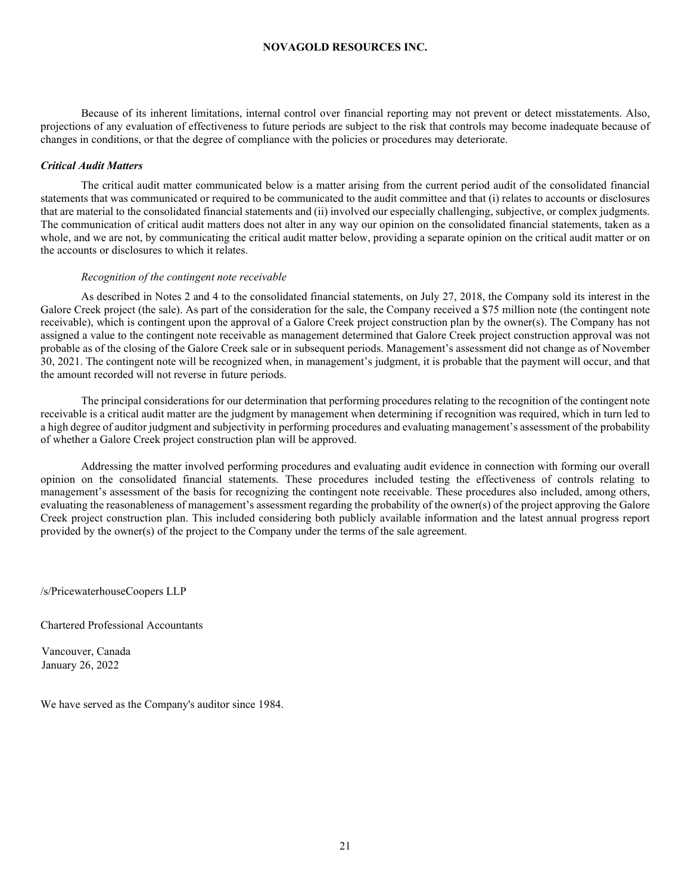Because of its inherent limitations, internal control over financial reporting may not prevent or detect misstatements. Also, projections of any evaluation of effectiveness to future periods are subject to the risk that controls may become inadequate because of changes in conditions, or that the degree of compliance with the policies or procedures may deteriorate.

***Critical Audit Matters***

The critical audit matter communicated below is a matter arising from the current period audit of the consolidated financial statements that was communicated or required to be communicated to the audit committee and that (i) relates to accounts or disclosures that are material to the consolidated financial statements and (ii) involved our especially challenging, subjective, or complex judgments. The communication of critical audit matters does not alter in any way our opinion on the consolidated financial statements, taken as a whole, and we are not, by communicating the critical audit matter below, providing a separate opinion on the critical audit matter or on the accounts or disclosures to which it relates.

*Recognition of the contingent note receivable*

As described in Notes 2 and 4 to the consolidated financial statements, on July 27, 2018, the Company sold its interest in the Galore Creek project (the sale). As part of the consideration for the sale, the Company received a $75 million note (the contingent note receivable), which is contingent upon the approval of a Galore Creek project construction plan by the owner(s). The Company has not assigned a value to the contingent note receivable as management determined that Galore Creek project construction approval was not probable as of the closing of the Galore Creek sale or in subsequent periods. Management's assessment did not change as of November 30, 2021. The contingent note will be recognized when, in management's judgment, it is probable that the payment will occur, and that the amount recorded will not reverse in future periods.

The principal considerations for our determination that performing procedures relating to the recognition of the contingent note receivable is a critical audit matter are the judgment by management when determining if recognition was required, which in turn led to a high degree of auditor judgment and subjectivity in performing procedures and evaluating management's assessment of the probability of whether a Galore Creek project construction plan will be approved.

Addressing the matter involved performing procedures and evaluating audit evidence in connection with forming our overall opinion on the consolidated financial statements. These procedures included testing the effectiveness of controls relating to management's assessment of the basis for recognizing the contingent note receivable. These procedures also included, among others, evaluating the reasonableness of management's assessment regarding the probability of the owner(s) of the project approving the Galore Creek project construction plan. This included considering both publicly available information and the latest annual progress report provided by the owner(s) of the project to the Company under the terms of the sale agreement.

/s/PricewaterhouseCoopers LLP

Chartered Professional Accountants

Vancouver, Canada
January 26, 2022

We have served as the Company's auditor since 1984.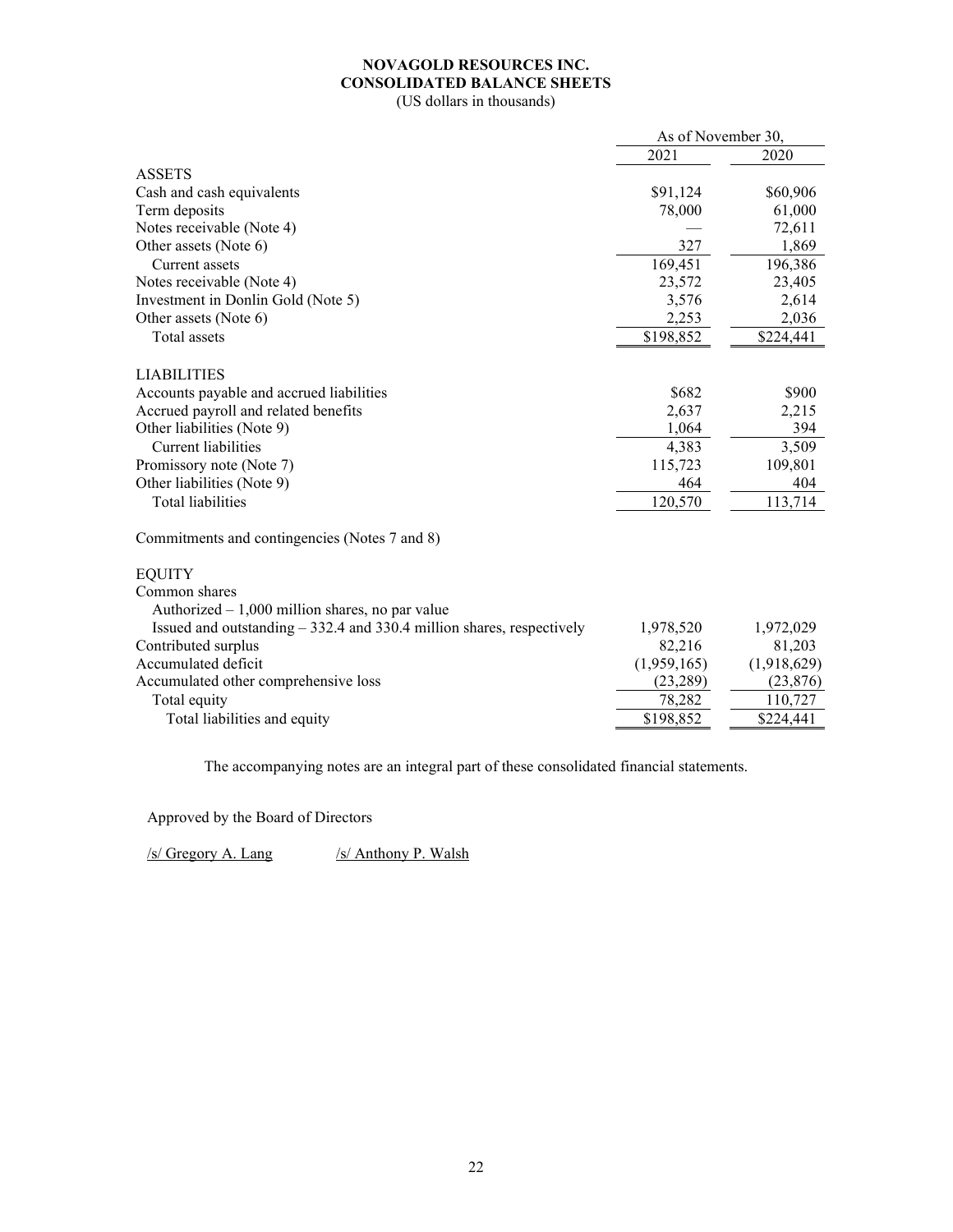**NOVAGOLD RESOURCES INC.**
**CONSOLIDATED BALANCE SHEETS**
(US dollars in thousands)

| | As of November 30, | |
|---|---|---|
| | 2021 | 2020 |
| ASSETS | | |
| Cash and cash equivalents | $91,124 | $60,906 |
| Term deposits | 78,000 | 61,000 |
| Notes receivable (Note 4) | — | 72,611 |
| Other assets (Note 6) | 327 | 1,869 |
| Current assets | 169,451 | 196,386 |
| Notes receivable (Note 4) | 23,572 | 23,405 |
| Investment in Donlin Gold (Note 5) | 3,576 | 2,614 |
| Other assets (Note 6) | 2,253 | 2,036 |
| Total assets | $198,852 | $224,441 |
| LIABILITIES | | |
| Accounts payable and accrued liabilities | $682 | $900 |
| Accrued payroll and related benefits | 2,637 | 2,215 |
| Other liabilities (Note 9) | 1,064 | 394 |
| Current liabilities | 4,383 | 3,509 |
| Promissory note (Note 7) | 115,723 | 109,801 |
| Other liabilities (Note 9) | 464 | 404 |
| Total liabilities | 120,570 | 113,714 |
| Commitments and contingencies (Notes 7 and 8) | | |
| EQUITY | | |
| Common shares | | |
| Authorized – 1,000 million shares, no par value | | |
| Issued and outstanding – 332.4 and 330.4 million shares, respectively | 1,978,520 | 1,972,029 |
| Contributed surplus | 82,216 | 81,203 |
| Accumulated deficit | (1,959,165) | (1,918,629) |
| Accumulated other comprehensive loss | (23,289) | (23,876) |
| Total equity | 78,282 | 110,727 |
| Total liabilities and equity | $198,852 | $224,441 |

The accompanying notes are an integral part of these consolidated financial statements.

Approved by the Board of Directors

/s/ Gregory A. Lang /s/ Anthony P. Walsh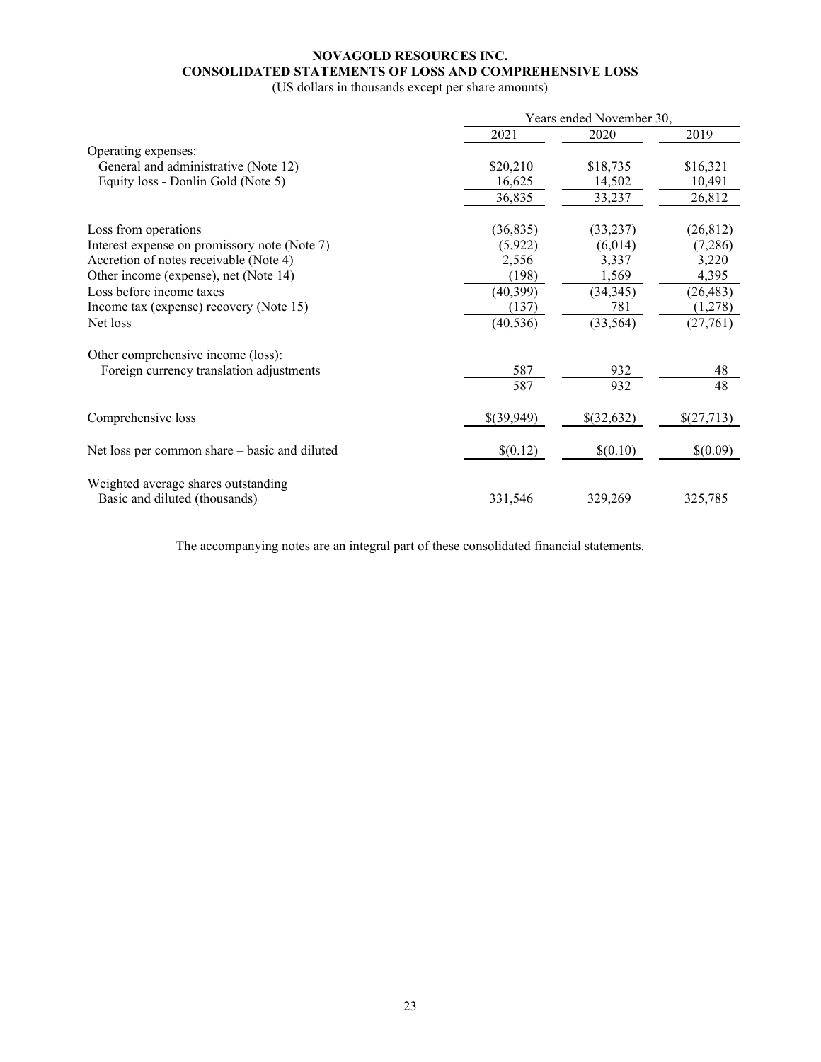**NOVAGOLD RESOURCES INC.**
**CONSOLIDATED STATEMENTS OF LOSS AND COMPREHENSIVE LOSS**
(US dollars in thousands except per share amounts)

| | Years ended November 30, | | |
|---|---|---|---|
| | 2021 | 2020 | 2019 |
| Operating expenses: | | | |
| General and administrative (Note 12) | $20,210 | $18,735 | $16,321 |
| Equity loss - Donlin Gold (Note 5) | 16,625 | 14,502 | 10,491 |
| | 36,835 | 33,237 | 26,812 |
| Loss from operations | (36,835) | (33,237) | (26,812) |
| Interest expense on promissory note (Note 7) | (5,922) | (6,014) | (7,286) |
| Accretion of notes receivable (Note 4) | 2,556 | 3,337 | 3,220 |
| Other income (expense), net (Note 14) | (198) | 1,569 | 4,395 |
| Loss before income taxes | (40,399) | (34,345) | (26,483) |
| Income tax (expense) recovery (Note 15) | (137) | 781 | (1,278) |
| Net loss | (40,536) | (33,564) | (27,761) |
| Other comprehensive income (loss): | | | |
| Foreign currency translation adjustments | 587 | 932 | 48 |
| | 587 | 932 | 48 |
| Comprehensive loss | $(39,949) | $(32,632) | $(27,713) |
| Net loss per common share – basic and diluted | $(0.12) | $(0.10) | $(0.09) |
| Weighted average shares outstanding Basic and diluted (thousands) | 331,546 | 329,269 | 325,785 |

The accompanying notes are an integral part of these consolidated financial statements.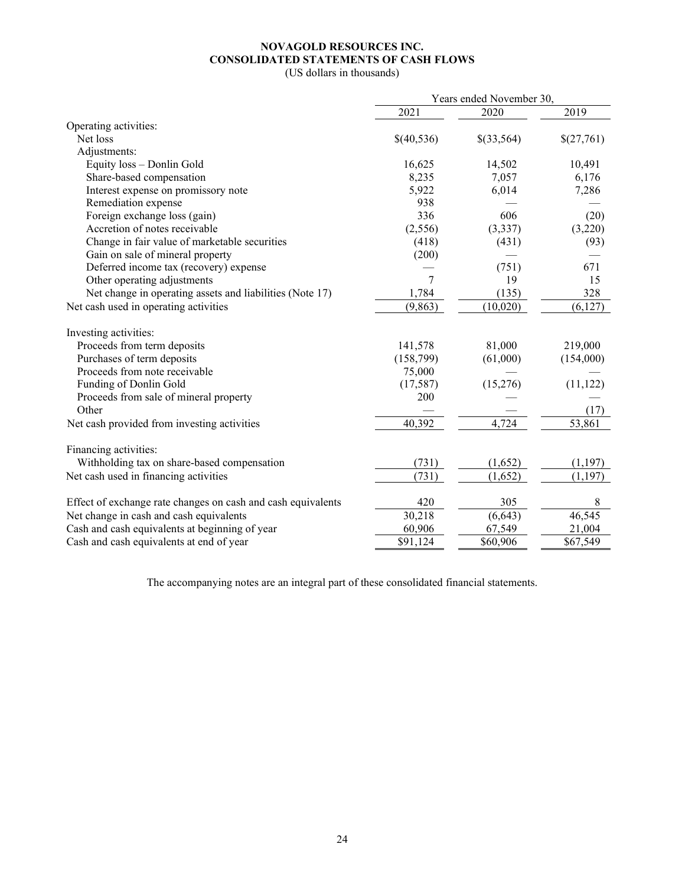**NOVAGOLD RESOURCES INC.**
**CONSOLIDATED STATEMENTS OF CASH FLOWS**
(US dollars in thousands)

| | Years ended November 30, | | |
|---|---|---|---|
| | 2021 | 2020 | 2019 |
| Operating activities: | | | |
| Net loss | $(40,536) | $(33,564) | $(27,761) |
| Adjustments: | | | |
| Equity loss – Donlin Gold | 16,625 | 14,502 | 10,491 |
| Share-based compensation | 8,235 | 7,057 | 6,176 |
| Interest expense on promissory note | 5,922 | 6,014 | 7,286 |
| Remediation expense | 938 | — | — |
| Foreign exchange loss (gain) | 336 | 606 | (20) |
| Accretion of notes receivable | (2,556) | (3,337) | (3,220) |
| Change in fair value of marketable securities | (418) | (431) | (93) |
| Gain on sale of mineral property | (200) | — | — |
| Deferred income tax (recovery) expense | — | (751) | 671 |
| Other operating adjustments | 7 | 19 | 15 |
| Net change in operating assets and liabilities (Note 17) | 1,784 | (135) | 328 |
| Net cash used in operating activities | (9,863) | (10,020) | (6,127) |
| Investing activities: | | | |
| Proceeds from term deposits | 141,578 | 81,000 | 219,000 |
| Purchases of term deposits | (158,799) | (61,000) | (154,000) |
| Proceeds from note receivable | 75,000 | — | — |
| Funding of Donlin Gold | (17,587) | (15,276) | (11,122) |
| Proceeds from sale of mineral property | 200 | — | — |
| Other | — | — | (17) |
| Net cash provided from investing activities | 40,392 | 4,724 | 53,861 |
| Financing activities: | | | |
| Withholding tax on share-based compensation | (731) | (1,652) | (1,197) |
| Net cash used in financing activities | (731) | (1,652) | (1,197) |
| Effect of exchange rate changes on cash and cash equivalents | 420 | 305 | 8 |
| Net change in cash and cash equivalents | 30,218 | (6,643) | 46,545 |
| Cash and cash equivalents at beginning of year | 60,906 | 67,549 | 21,004 |
| Cash and cash equivalents at end of year | $91,124 | $60,906 | $67,549 |

The accompanying notes are an integral part of these consolidated financial statements.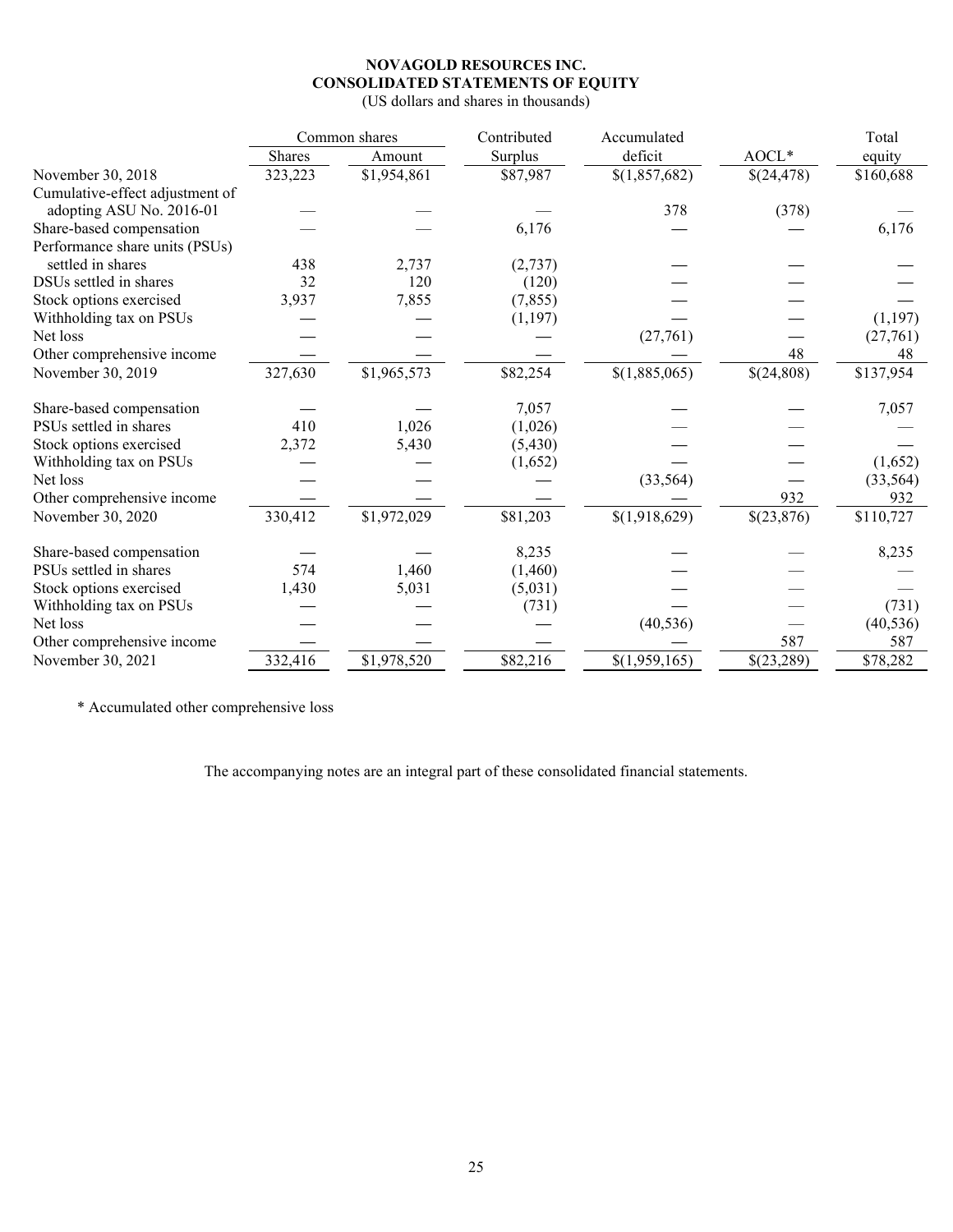**NOVAGOLD RESOURCES INC.**
**CONSOLIDATED STATEMENTS OF EQUITY**
(US dollars and shares in thousands)

| | Common shares | | Contributed | Accumulated | | Total |
|---|---|---|---|---|---|---|
| | Shares | Amount | Surplus | deficit | AOCL* | equity |
| November 30, 2018 | 323,223 | $1,954,861 | $87,987 | $(1,857,682) | $(24,478) | $160,688 |
| Cumulative-effect adjustment of adopting ASU No. 2016-01 | — | — | — | 378 | (378) | — |
| Share-based compensation | — | — | 6,176 | — | — | 6,176 |
| Performance share units (PSUs) settled in shares | 438 | 2,737 | (2,737) | — | — | — |
| DSUs settled in shares | 32 | 120 | (120) | — | — | — |
| Stock options exercised | 3,937 | 7,855 | (7,855) | — | — | — |
| Withholding tax on PSUs | — | — | (1,197) | — | — | (1,197) |
| Net loss | — | — | — | (27,761) | — | (27,761) |
| Other comprehensive income | — | — | — | — | 48 | 48 |
| November 30, 2019 | 327,630 | $1,965,573 | $82,254 | $(1,885,065) | $(24,808) | $137,954 |
| Share-based compensation | — | — | 7,057 | — | — | 7,057 |
| PSUs settled in shares | 410 | 1,026 | (1,026) | — | — | — |
| Stock options exercised | 2,372 | 5,430 | (5,430) | — | — | — |
| Withholding tax on PSUs | — | — | (1,652) | — | — | (1,652) |
| Net loss | — | — | — | (33,564) | — | (33,564) |
| Other comprehensive income | — | — | — | — | 932 | 932 |
| November 30, 2020 | 330,412 | $1,972,029 | $81,203 | $(1,918,629) | $(23,876) | $110,727 |
| Share-based compensation | — | — | 8,235 | — | — | 8,235 |
| PSUs settled in shares | 574 | 1,460 | (1,460) | — | — | — |
| Stock options exercised | 1,430 | 5,031 | (5,031) | — | — | — |
| Withholding tax on PSUs | — | — | (731) | — | — | (731) |
| Net loss | — | — | — | (40,536) | — | (40,536) |
| Other comprehensive income | — | — | — | — | 587 | 587 |
| November 30, 2021 | 332,416 | $1,978,520 | $82,216 | $(1,959,165) | $(23,289) | $78,282 |

* Accumulated other comprehensive loss

The accompanying notes are an integral part of these consolidated financial statements.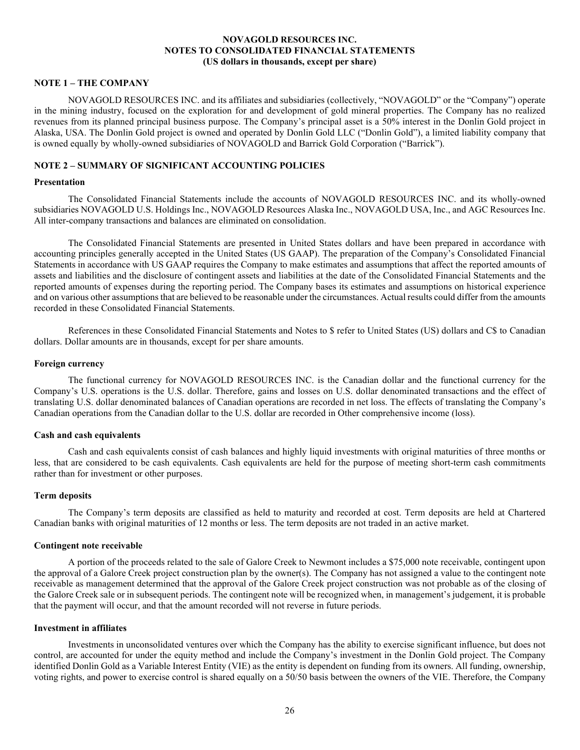**NOVAGOLD RESOURCES INC.**
**NOTES TO CONSOLIDATED FINANCIAL STATEMENTS**
**(US dollars in thousands, except per share)**

## NOTE 1 – THE COMPANY

NOVAGOLD RESOURCES INC. and its affiliates and subsidiaries (collectively, "NOVAGOLD" or the "Company") operate in the mining industry, focused on the exploration for and development of gold mineral properties. The Company has no realized revenues from its planned principal business purpose. The Company's principal asset is a 50% interest in the Donlin Gold project in Alaska, USA. The Donlin Gold project is owned and operated by Donlin Gold LLC ("Donlin Gold"), a limited liability company that is owned equally by wholly-owned subsidiaries of NOVAGOLD and Barrick Gold Corporation ("Barrick").

## NOTE 2 – SUMMARY OF SIGNIFICANT ACCOUNTING POLICIES

### Presentation

The Consolidated Financial Statements include the accounts of NOVAGOLD RESOURCES INC. and its wholly-owned subsidiaries NOVAGOLD U.S. Holdings Inc., NOVAGOLD Resources Alaska Inc., NOVAGOLD USA, Inc., and AGC Resources Inc. All inter-company transactions and balances are eliminated on consolidation.

The Consolidated Financial Statements are presented in United States dollars and have been prepared in accordance with accounting principles generally accepted in the United States (US GAAP). The preparation of the Company's Consolidated Financial Statements in accordance with US GAAP requires the Company to make estimates and assumptions that affect the reported amounts of assets and liabilities and the disclosure of contingent assets and liabilities at the date of the Consolidated Financial Statements and the reported amounts of expenses during the reporting period. The Company bases its estimates and assumptions on historical experience and on various other assumptions that are believed to be reasonable under the circumstances. Actual results could differ from the amounts recorded in these Consolidated Financial Statements.

References in these Consolidated Financial Statements and Notes to $ refer to United States (US) dollars and C$ to Canadian dollars. Dollar amounts are in thousands, except for per share amounts.

### Foreign currency

The functional currency for NOVAGOLD RESOURCES INC. is the Canadian dollar and the functional currency for the Company's U.S. operations is the U.S. dollar. Therefore, gains and losses on U.S. dollar denominated transactions and the effect of translating U.S. dollar denominated balances of Canadian operations are recorded in net loss. The effects of translating the Company's Canadian operations from the Canadian dollar to the U.S. dollar are recorded in Other comprehensive income (loss).

### Cash and cash equivalents

Cash and cash equivalents consist of cash balances and highly liquid investments with original maturities of three months or less, that are considered to be cash equivalents. Cash equivalents are held for the purpose of meeting short-term cash commitments rather than for investment or other purposes.

### Term deposits

The Company's term deposits are classified as held to maturity and recorded at cost. Term deposits are held at Chartered Canadian banks with original maturities of 12 months or less. The term deposits are not traded in an active market.

### Contingent note receivable

A portion of the proceeds related to the sale of Galore Creek to Newmont includes a $75,000 note receivable, contingent upon the approval of a Galore Creek project construction plan by the owner(s). The Company has not assigned a value to the contingent note receivable as management determined that the approval of the Galore Creek project construction was not probable as of the closing of the Galore Creek sale or in subsequent periods. The contingent note will be recognized when, in management's judgement, it is probable that the payment will occur, and that the amount recorded will not reverse in future periods.

### Investment in affiliates

Investments in unconsolidated ventures over which the Company has the ability to exercise significant influence, but does not control, are accounted for under the equity method and include the Company's investment in the Donlin Gold project. The Company identified Donlin Gold as a Variable Interest Entity (VIE) as the entity is dependent on funding from its owners. All funding, ownership, voting rights, and power to exercise control is shared equally on a 50/50 basis between the owners of the VIE. Therefore, the Company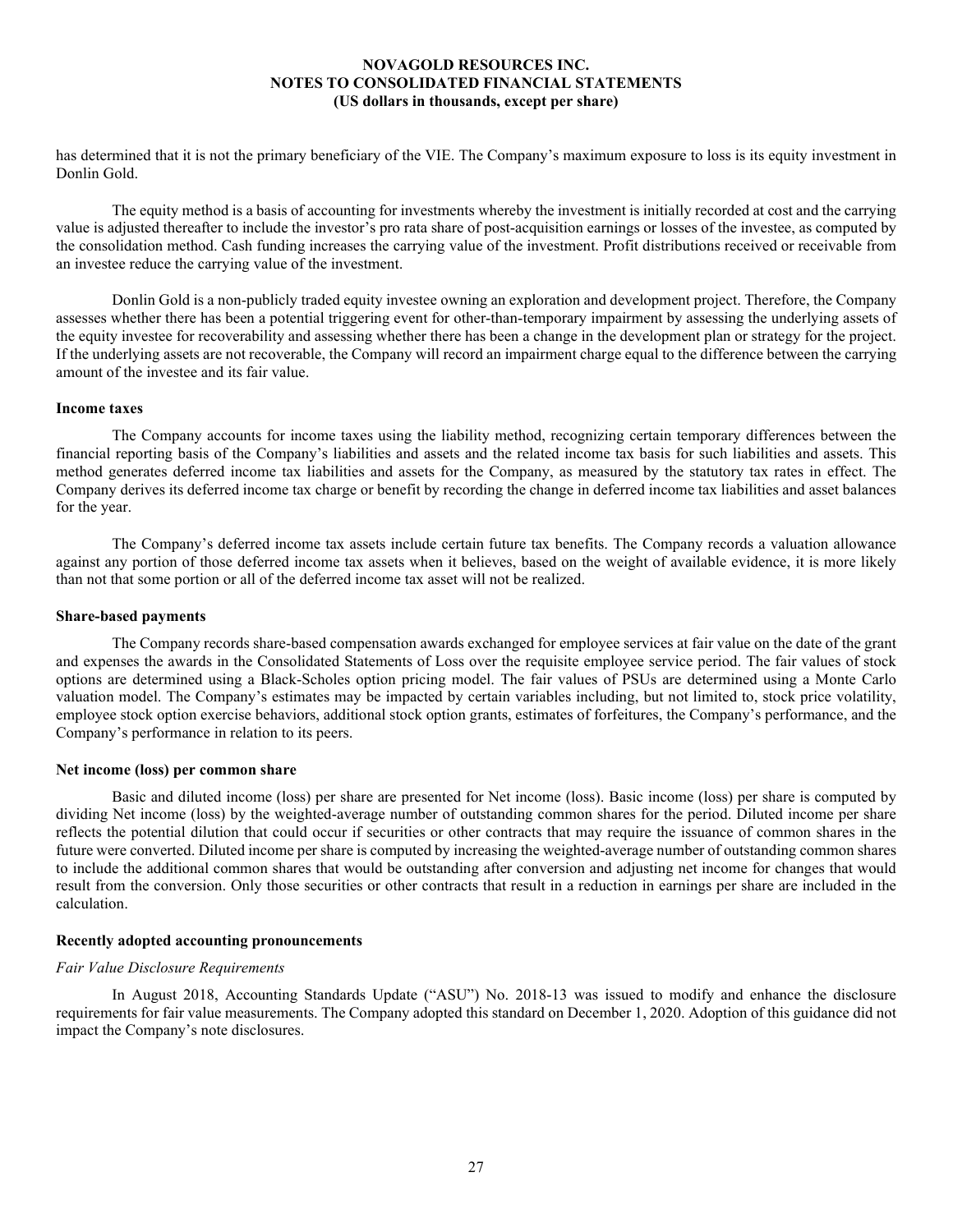has determined that it is not the primary beneficiary of the VIE. The Company's maximum exposure to loss is its equity investment in Donlin Gold.

The equity method is a basis of accounting for investments whereby the investment is initially recorded at cost and the carrying value is adjusted thereafter to include the investor's pro rata share of post-acquisition earnings or losses of the investee, as computed by the consolidation method. Cash funding increases the carrying value of the investment. Profit distributions received or receivable from an investee reduce the carrying value of the investment.

Donlin Gold is a non-publicly traded equity investee owning an exploration and development project. Therefore, the Company assesses whether there has been a potential triggering event for other-than-temporary impairment by assessing the underlying assets of the equity investee for recoverability and assessing whether there has been a change in the development plan or strategy for the project. If the underlying assets are not recoverable, the Company will record an impairment charge equal to the difference between the carrying amount of the investee and its fair value.

**Income taxes**

The Company accounts for income taxes using the liability method, recognizing certain temporary differences between the financial reporting basis of the Company's liabilities and assets and the related income tax basis for such liabilities and assets. This method generates deferred income tax liabilities and assets for the Company, as measured by the statutory tax rates in effect. The Company derives its deferred income tax charge or benefit by recording the change in deferred income tax liabilities and asset balances for the year.

The Company's deferred income tax assets include certain future tax benefits. The Company records a valuation allowance against any portion of those deferred income tax assets when it believes, based on the weight of available evidence, it is more likely than not that some portion or all of the deferred income tax asset will not be realized.

**Share-based payments**

The Company records share-based compensation awards exchanged for employee services at fair value on the date of the grant and expenses the awards in the Consolidated Statements of Loss over the requisite employee service period. The fair values of stock options are determined using a Black-Scholes option pricing model. The fair values of PSUs are determined using a Monte Carlo valuation model. The Company's estimates may be impacted by certain variables including, but not limited to, stock price volatility, employee stock option exercise behaviors, additional stock option grants, estimates of forfeitures, the Company's performance, and the Company's performance in relation to its peers.

**Net income (loss) per common share**

Basic and diluted income (loss) per share are presented for Net income (loss). Basic income (loss) per share is computed by dividing Net income (loss) by the weighted-average number of outstanding common shares for the period. Diluted income per share reflects the potential dilution that could occur if securities or other contracts that may require the issuance of common shares in the future were converted. Diluted income per share is computed by increasing the weighted-average number of outstanding common shares to include the additional common shares that would be outstanding after conversion and adjusting net income for changes that would result from the conversion. Only those securities or other contracts that result in a reduction in earnings per share are included in the calculation.

**Recently adopted accounting pronouncements**

*Fair Value Disclosure Requirements*

In August 2018, Accounting Standards Update ("ASU") No. 2018-13 was issued to modify and enhance the disclosure requirements for fair value measurements. The Company adopted this standard on December 1, 2020. Adoption of this guidance did not impact the Company's note disclosures.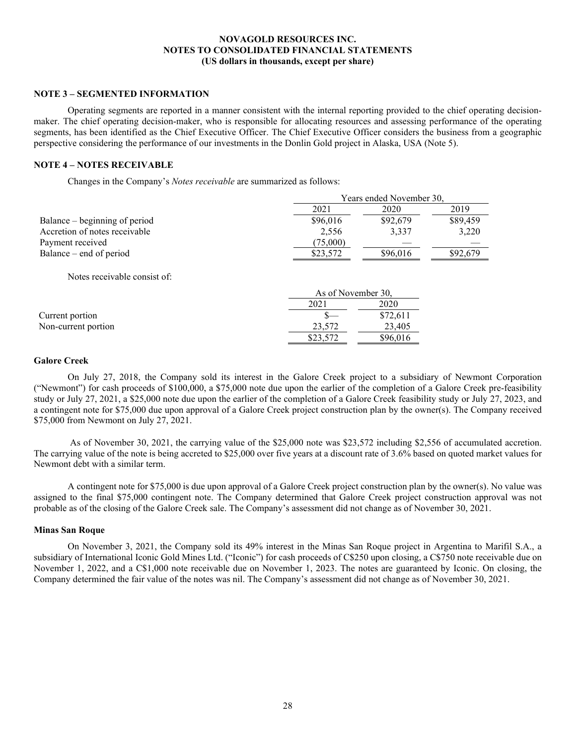## NOTE 3 – SEGMENTED INFORMATION

Operating segments are reported in a manner consistent with the internal reporting provided to the chief operating decision-maker. The chief operating decision-maker, who is responsible for allocating resources and assessing performance of the operating segments, has been identified as the Chief Executive Officer. The Chief Executive Officer considers the business from a geographic perspective considering the performance of our investments in the Donlin Gold project in Alaska, USA (Note 5).

## NOTE 4 – NOTES RECEIVABLE

Changes in the Company's *Notes receivable* are summarized as follows:

| | Years ended November 30, | | |
|---|---|---|---|
| | 2021 | 2020 | 2019 |
| Balance – beginning of period | $96,016 | $92,679 | $89,459 |
| Accretion of notes receivable | 2,556 | 3,337 | 3,220 |
| Payment received | (75,000) | — | — |
| Balance – end of period | $23,572 | $96,016 | $92,679 |

Notes receivable consist of:

| | As of November 30, | |
|---|---|---|
| | 2021 | 2020 |
| Current portion | $— | $72,611 |
| Non-current portion | 23,572 | 23,405 |
| | $23,572 | $96,016 |

### Galore Creek

On July 27, 2018, the Company sold its interest in the Galore Creek project to a subsidiary of Newmont Corporation ("Newmont") for cash proceeds of $100,000, a $75,000 note due upon the earlier of the completion of a Galore Creek pre-feasibility study or July 27, 2021, a $25,000 note due upon the earlier of the completion of a Galore Creek feasibility study or July 27, 2023, and a contingent note for $75,000 due upon approval of a Galore Creek project construction plan by the owner(s). The Company received $75,000 from Newmont on July 27, 2021.

As of November 30, 2021, the carrying value of the $25,000 note was $23,572 including $2,556 of accumulated accretion. The carrying value of the note is being accreted to $25,000 over five years at a discount rate of 3.6% based on quoted market values for Newmont debt with a similar term.

A contingent note for $75,000 is due upon approval of a Galore Creek project construction plan by the owner(s). No value was assigned to the final $75,000 contingent note. The Company determined that Galore Creek project construction approval was not probable as of the closing of the Galore Creek sale. The Company's assessment did not change as of November 30, 2021.

### Minas San Roque

On November 3, 2021, the Company sold its 49% interest in the Minas San Roque project in Argentina to Marifil S.A., a subsidiary of International Iconic Gold Mines Ltd. ("Iconic") for cash proceeds of C$250 upon closing, a C$750 note receivable due on November 1, 2022, and a C$1,000 note receivable due on November 1, 2023. The notes are guaranteed by Iconic. On closing, the Company determined the fair value of the notes was nil. The Company's assessment did not change as of November 30, 2021.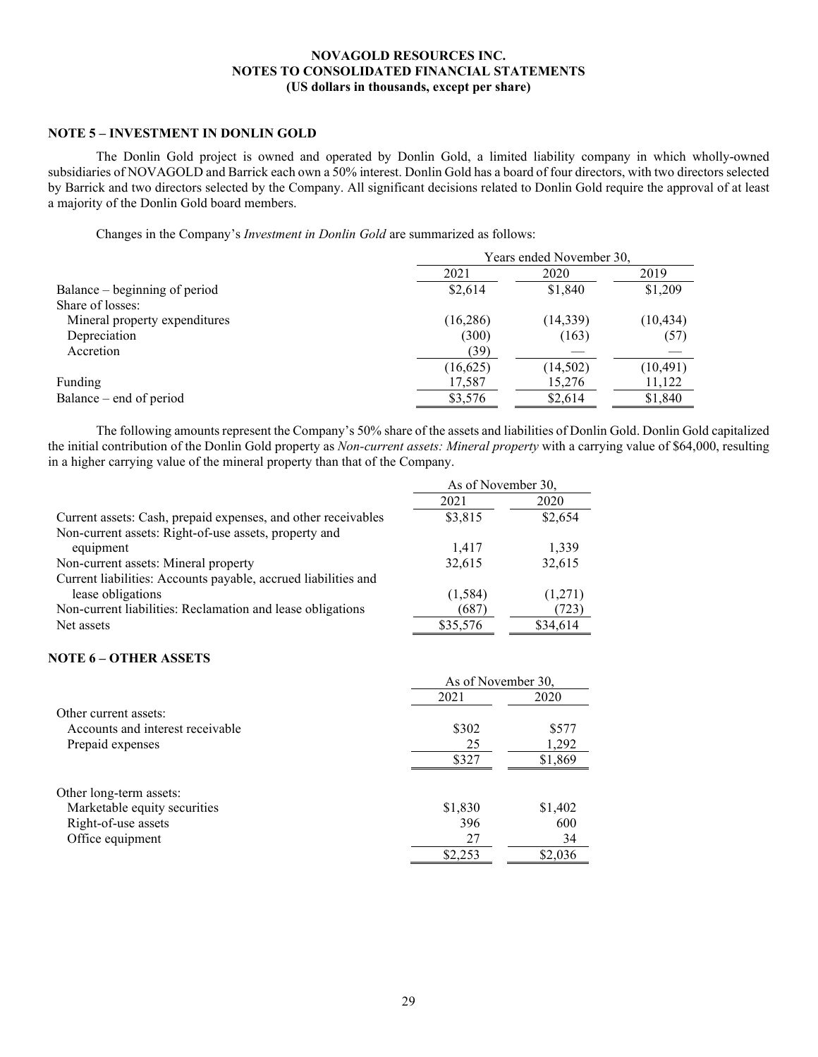## NOTE 5 – INVESTMENT IN DONLIN GOLD

The Donlin Gold project is owned and operated by Donlin Gold, a limited liability company in which wholly-owned subsidiaries of NOVAGOLD and Barrick each own a 50% interest. Donlin Gold has a board of four directors, with two directors selected by Barrick and two directors selected by the Company. All significant decisions related to Donlin Gold require the approval of at least a majority of the Donlin Gold board members.

Changes in the Company's *Investment in Donlin Gold* are summarized as follows:

| | Years ended November 30, | | |
|---|---|---|---|
| | 2021 | 2020 | 2019 |
| Balance – beginning of period | $2,614 | $1,840 | $1,209 |
| Share of losses: | | | |
| Mineral property expenditures | (16,286) | (14,339) | (10,434) |
| Depreciation | (300) | (163) | (57) |
| Accretion | (39) | — | — |
| | (16,625) | (14,502) | (10,491) |
| Funding | 17,587 | 15,276 | 11,122 |
| Balance – end of period | $3,576 | $2,614 | $1,840 |

The following amounts represent the Company's 50% share of the assets and liabilities of Donlin Gold. Donlin Gold capitalized the initial contribution of the Donlin Gold property as *Non-current assets: Mineral property* with a carrying value of $64,000, resulting in a higher carrying value of the mineral property than that of the Company.

| | As of November 30, | |
|---|---|---|
| | 2021 | 2020 |
| Current assets: Cash, prepaid expenses, and other receivables | $3,815 | $2,654 |
| Non-current assets: Right-of-use assets, property and equipment | 1,417 | 1,339 |
| Non-current assets: Mineral property | 32,615 | 32,615 |
| Current liabilities: Accounts payable, accrued liabilities and lease obligations | (1,584) | (1,271) |
| Non-current liabilities: Reclamation and lease obligations | (687) | (723) |
| Net assets | $35,576 | $34,614 |

## NOTE 6 – OTHER ASSETS

| | As of November 30, | |
|---|---|---|
| | 2021 | 2020 |
| Other current assets: | | |
| Accounts and interest receivable | $302 | $577 |
| Prepaid expenses | 25 | 1,292 |
| | $327 | $1,869 |
| | | |
| Other long-term assets: | | |
| Marketable equity securities | $1,830 | $1,402 |
| Right-of-use assets | 396 | 600 |
| Office equipment | 27 | 34 |
| | $2,253 | $2,036 |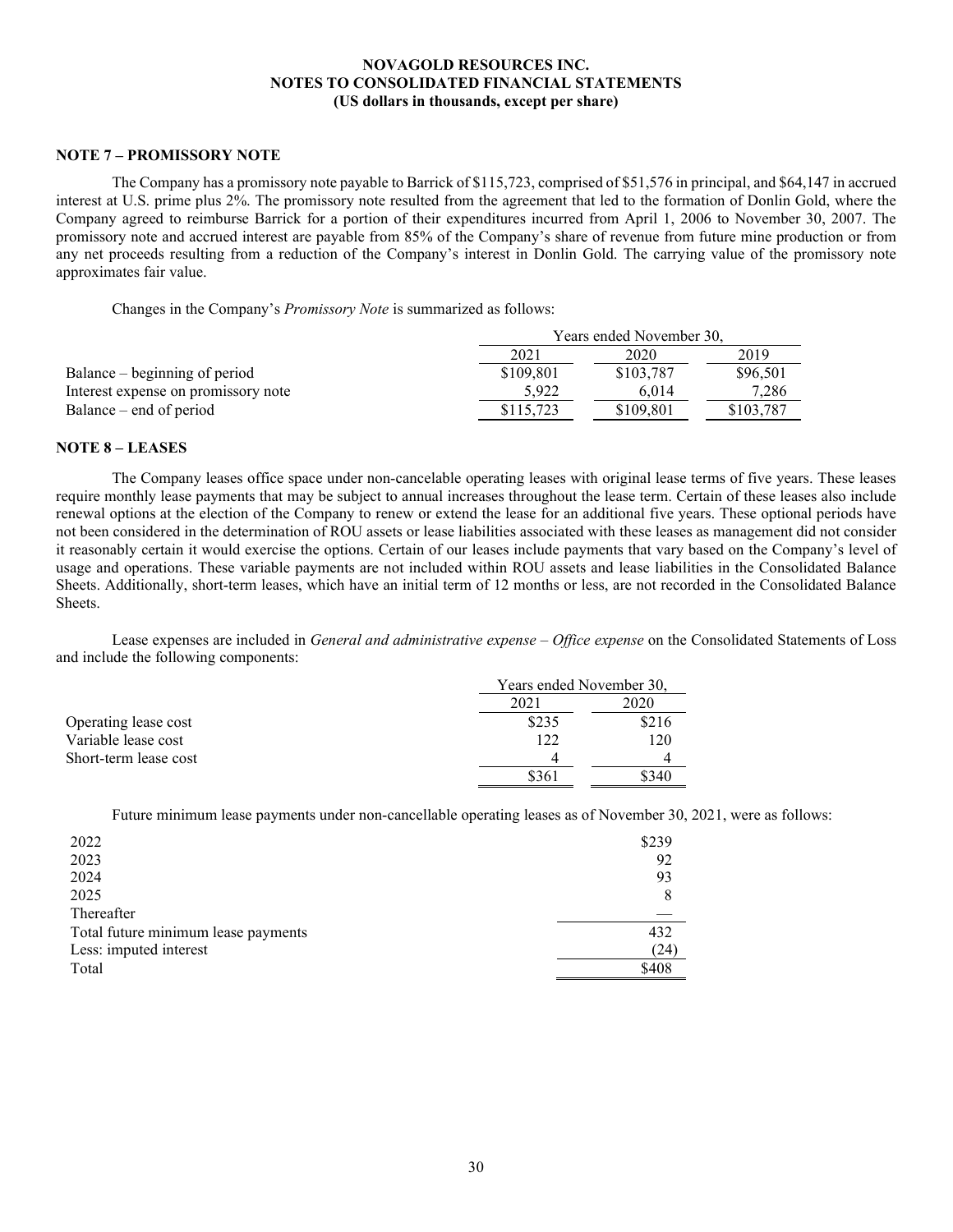NOVAGOLD RESOURCES INC.
NOTES TO CONSOLIDATED FINANCIAL STATEMENTS
(US dollars in thousands, except per share)

## NOTE 7 – PROMISSORY NOTE

The Company has a promissory note payable to Barrick of $115,723, comprised of $51,576 in principal, and $64,147 in accrued interest at U.S. prime plus 2%. The promissory note resulted from the agreement that led to the formation of Donlin Gold, where the Company agreed to reimburse Barrick for a portion of their expenditures incurred from April 1, 2006 to November 30, 2007. The promissory note and accrued interest are payable from 85% of the Company's share of revenue from future mine production or from any net proceeds resulting from a reduction of the Company's interest in Donlin Gold. The carrying value of the promissory note approximates fair value.

Changes in the Company's *Promissory Note* is summarized as follows:

| | Years ended November 30, | | |
|---|---|---|---|
| | 2021 | 2020 | 2019 |
| Balance – beginning of period | $109,801 | $103,787 | $96,501 |
| Interest expense on promissory note | 5,922 | 6,014 | 7,286 |
| Balance – end of period | $115,723 | $109,801 | $103,787 |

## NOTE 8 – LEASES

The Company leases office space under non-cancelable operating leases with original lease terms of five years. These leases require monthly lease payments that may be subject to annual increases throughout the lease term. Certain of these leases also include renewal options at the election of the Company to renew or extend the lease for an additional five years. These optional periods have not been considered in the determination of ROU assets or lease liabilities associated with these leases as management did not consider it reasonably certain it would exercise the options. Certain of our leases include payments that vary based on the Company's level of usage and operations. These variable payments are not included within ROU assets and lease liabilities in the Consolidated Balance Sheets. Additionally, short-term leases, which have an initial term of 12 months or less, are not recorded in the Consolidated Balance Sheets.

Lease expenses are included in *General and administrative expense – Office expense* on the Consolidated Statements of Loss and include the following components:

| | Years ended November 30, | |
|---|---|---|
| | 2021 | 2020 |
| Operating lease cost | $235 | $216 |
| Variable lease cost | 122 | 120 |
| Short-term lease cost | 4 | 4 |
| | $361 | $340 |

Future minimum lease payments under non-cancellable operating leases as of November 30, 2021, were as follows:

| | |
|---|---|
| 2022 | $239 |
| 2023 | 92 |
| 2024 | 93 |
| 2025 | 8 |
| Thereafter | — |
| Total future minimum lease payments | 432 |
| Less: imputed interest | (24) |
| Total | $408 |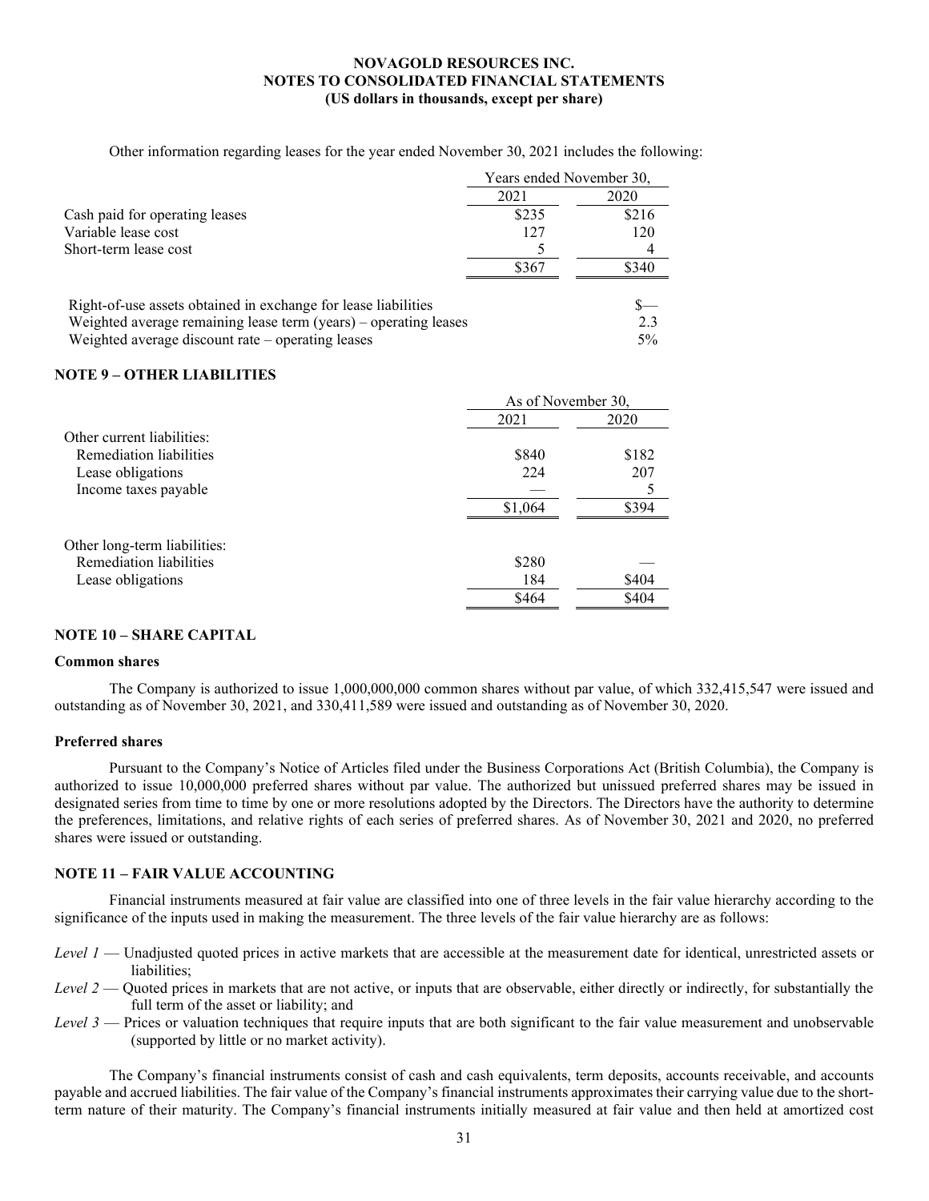Other information regarding leases for the year ended November 30, 2021 includes the following:

| | Years ended November 30, | |
|---|---|---|
| | 2021 | 2020 |
| Cash paid for operating leases | $235 | $216 |
| Variable lease cost | 127 | 120 |
| Short-term lease cost | 5 | 4 |
| | $367 | $340 |

| | |
|---|---|
| Right-of-use assets obtained in exchange for lease liabilities | $— |
| Weighted average remaining lease term (years) – operating leases | 2.3 |
| Weighted average discount rate – operating leases | 5% |

## NOTE 9 – OTHER LIABILITIES

| | As of November 30, | |
|---|---|---|
| | 2021 | 2020 |
| Other current liabilities: | | |
| Remediation liabilities | $840 | $182 |
| Lease obligations | 224 | 207 |
| Income taxes payable | — | 5 |
| | $1,064 | $394 |
| Other long-term liabilities: | | |
| Remediation liabilities | $280 | — |
| Lease obligations | 184 | $404 |
| | $464 | $404 |

## NOTE 10 – SHARE CAPITAL

### Common shares

The Company is authorized to issue 1,000,000,000 common shares without par value, of which 332,415,547 were issued and outstanding as of November 30, 2021, and 330,411,589 were issued and outstanding as of November 30, 2020.

### Preferred shares

Pursuant to the Company's Notice of Articles filed under the Business Corporations Act (British Columbia), the Company is authorized to issue 10,000,000 preferred shares without par value. The authorized but unissued preferred shares may be issued in designated series from time to time by one or more resolutions adopted by the Directors. The Directors have the authority to determine the preferences, limitations, and relative rights of each series of preferred shares. As of November 30, 2021 and 2020, no preferred shares were issued or outstanding.

## NOTE 11 – FAIR VALUE ACCOUNTING

Financial instruments measured at fair value are classified into one of three levels in the fair value hierarchy according to the significance of the inputs used in making the measurement. The three levels of the fair value hierarchy are as follows:

*Level 1* — Unadjusted quoted prices in active markets that are accessible at the measurement date for identical, unrestricted assets or liabilities;

*Level 2* — Quoted prices in markets that are not active, or inputs that are observable, either directly or indirectly, for substantially the full term of the asset or liability; and

*Level 3* — Prices or valuation techniques that require inputs that are both significant to the fair value measurement and unobservable (supported by little or no market activity).

The Company's financial instruments consist of cash and cash equivalents, term deposits, accounts receivable, and accounts payable and accrued liabilities. The fair value of the Company's financial instruments approximates their carrying value due to the short-term nature of their maturity. The Company's financial instruments initially measured at fair value and then held at amortized cost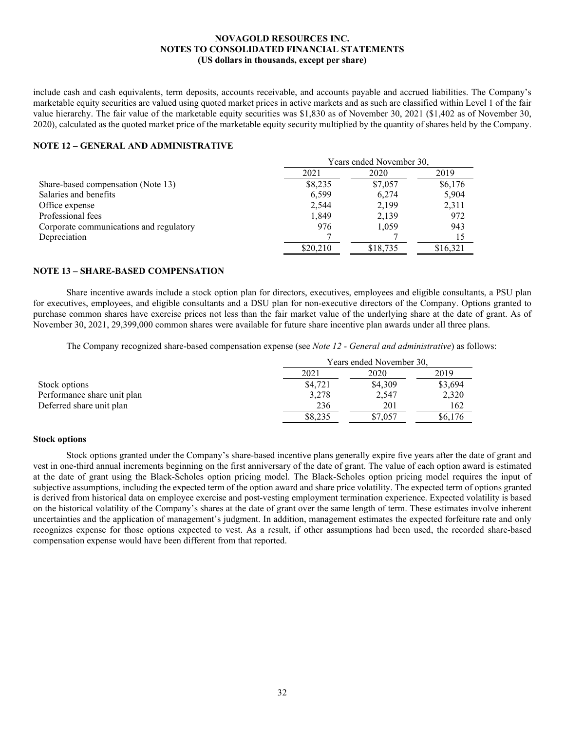include cash and cash equivalents, term deposits, accounts receivable, and accounts payable and accrued liabilities. The Company's marketable equity securities are valued using quoted market prices in active markets and as such are classified within Level 1 of the fair value hierarchy. The fair value of the marketable equity securities was $1,830 as of November 30, 2021 ($1,402 as of November 30, 2020), calculated as the quoted market price of the marketable equity security multiplied by the quantity of shares held by the Company.

## NOTE 12 – GENERAL AND ADMINISTRATIVE

| | Years ended November 30, | | |
|---|---|---|---|
| | 2021 | 2020 | 2019 |
| Share-based compensation (Note 13) | $8,235 | $7,057 | $6,176 |
| Salaries and benefits | 6,599 | 6,274 | 5,904 |
| Office expense | 2,544 | 2,199 | 2,311 |
| Professional fees | 1,849 | 2,139 | 972 |
| Corporate communications and regulatory | 976 | 1,059 | 943 |
| Depreciation | 7 | 7 | 15 |
| | $20,210 | $18,735 | $16,321 |

## NOTE 13 – SHARE-BASED COMPENSATION

Share incentive awards include a stock option plan for directors, executives, employees and eligible consultants, a PSU plan for executives, employees, and eligible consultants and a DSU plan for non-executive directors of the Company. Options granted to purchase common shares have exercise prices not less than the fair market value of the underlying share at the date of grant. As of November 30, 2021, 29,399,000 common shares were available for future share incentive plan awards under all three plans.

The Company recognized share-based compensation expense (see *Note 12 - General and administrative*) as follows:

| | Years ended November 30, | | |
|---|---|---|---|
| | 2021 | 2020 | 2019 |
| Stock options | $4,721 | $4,309 | $3,694 |
| Performance share unit plan | 3,278 | 2,547 | 2,320 |
| Deferred share unit plan | 236 | 201 | 162 |
| | $8,235 | $7,057 | $6,176 |

### Stock options

Stock options granted under the Company's share-based incentive plans generally expire five years after the date of grant and vest in one-third annual increments beginning on the first anniversary of the date of grant. The value of each option award is estimated at the date of grant using the Black-Scholes option pricing model. The Black-Scholes option pricing model requires the input of subjective assumptions, including the expected term of the option award and share price volatility. The expected term of options granted is derived from historical data on employee exercise and post-vesting employment termination experience. Expected volatility is based on the historical volatility of the Company's shares at the date of grant over the same length of term. These estimates involve inherent uncertainties and the application of management's judgment. In addition, management estimates the expected forfeiture rate and only recognizes expense for those options expected to vest. As a result, if other assumptions had been used, the recorded share-based compensation expense would have been different from that reported.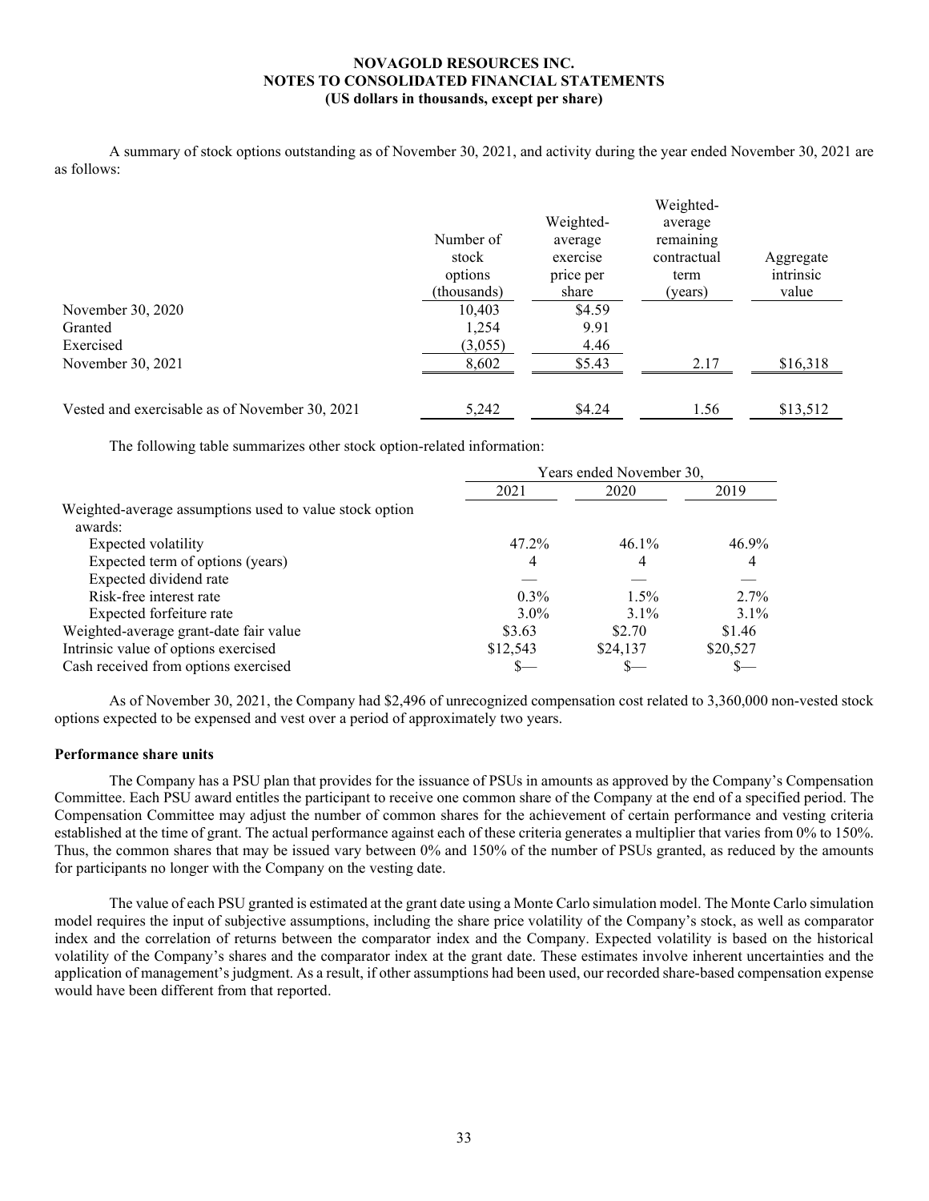A summary of stock options outstanding as of November 30, 2021, and activity during the year ended November 30, 2021 are as follows:

| | Number of stock options (thousands) | Weighted-average exercise price per share | Weighted-average remaining contractual term (years) | Aggregate intrinsic value |
|---|---|---|---|---|
| November 30, 2020 | 10,403 | $4.59 | | |
| Granted | 1,254 | 9.91 | | |
| Exercised | (3,055) | 4.46 | | |
| November 30, 2021 | 8,602 | $5.43 | 2.17 | $16,318 |
| | | | | |
| Vested and exercisable as of November 30, 2021 | 5,242 | $4.24 | 1.56 | $13,512 |

The following table summarizes other stock option-related information:

| | Years ended November 30, | | |
|---|---|---|---|
| | 2021 | 2020 | 2019 |
| Weighted-average assumptions used to value stock option awards: | | | |
| Expected volatility | 47.2% | 46.1% | 46.9% |
| Expected term of options (years) | 4 | 4 | 4 |
| Expected dividend rate | — | — | — |
| Risk-free interest rate | 0.3% | 1.5% | 2.7% |
| Expected forfeiture rate | 3.0% | 3.1% | 3.1% |
| Weighted-average grant-date fair value | $3.63 | $2.70 | $1.46 |
| Intrinsic value of options exercised | $12,543 | $24,137 | $20,527 |
| Cash received from options exercised | $— | $— | $— |

As of November 30, 2021, the Company had $2,496 of unrecognized compensation cost related to 3,360,000 non-vested stock options expected to be expensed and vest over a period of approximately two years.

**Performance share units**

The Company has a PSU plan that provides for the issuance of PSUs in amounts as approved by the Company's Compensation Committee. Each PSU award entitles the participant to receive one common share of the Company at the end of a specified period. The Compensation Committee may adjust the number of common shares for the achievement of certain performance and vesting criteria established at the time of grant. The actual performance against each of these criteria generates a multiplier that varies from 0% to 150%. Thus, the common shares that may be issued vary between 0% and 150% of the number of PSUs granted, as reduced by the amounts for participants no longer with the Company on the vesting date.

The value of each PSU granted is estimated at the grant date using a Monte Carlo simulation model. The Monte Carlo simulation model requires the input of subjective assumptions, including the share price volatility of the Company's stock, as well as comparator index and the correlation of returns between the comparator index and the Company. Expected volatility is based on the historical volatility of the Company's shares and the comparator index at the grant date. These estimates involve inherent uncertainties and the application of management's judgment. As a result, if other assumptions had been used, our recorded share-based compensation expense would have been different from that reported.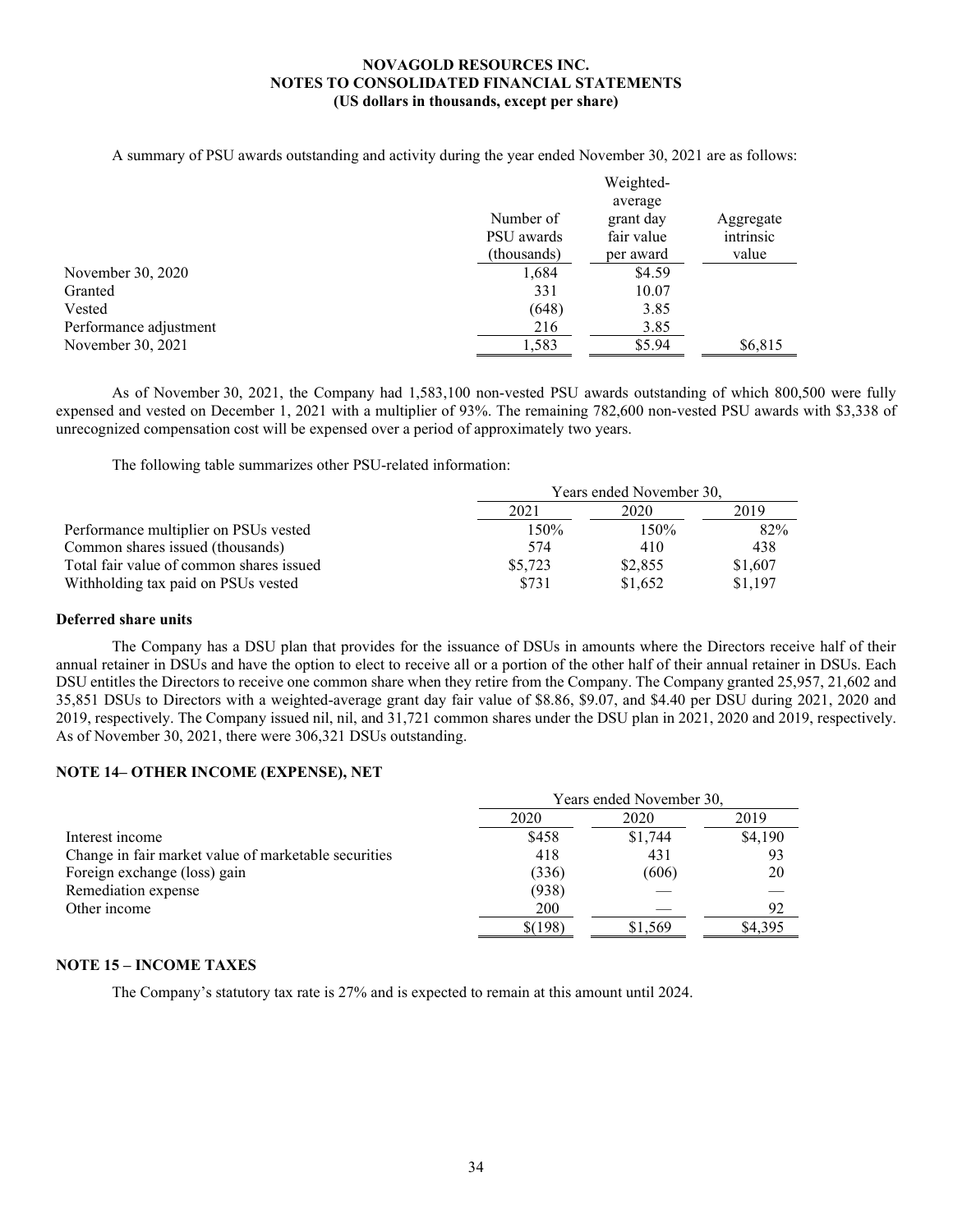**NOVAGOLD RESOURCES INC.**
**NOTES TO CONSOLIDATED FINANCIAL STATEMENTS**
**(US dollars in thousands, except per share)**

A summary of PSU awards outstanding and activity during the year ended November 30, 2021 are as follows:

| | Number of PSU awards (thousands) | Weighted-average grant day fair value per award | Aggregate intrinsic value |
|---|---|---|---|
| November 30, 2020 | 1,684 | $4.59 | |
| Granted | 331 | 10.07 | |
| Vested | (648) | 3.85 | |
| Performance adjustment | 216 | 3.85 | |
| November 30, 2021 | 1,583 | $5.94 | $6,815 |

As of November 30, 2021, the Company had 1,583,100 non-vested PSU awards outstanding of which 800,500 were fully expensed and vested on December 1, 2021 with a multiplier of 93%. The remaining 782,600 non-vested PSU awards with $3,338 of unrecognized compensation cost will be expensed over a period of approximately two years.

The following table summarizes other PSU-related information:

| | Years ended November 30, | | |
|---|---|---|---|
| | 2021 | 2020 | 2019 |
| Performance multiplier on PSUs vested | 150% | 150% | 82% |
| Common shares issued (thousands) | 574 | 410 | 438 |
| Total fair value of common shares issued | $5,723 | $2,855 | $1,607 |
| Withholding tax paid on PSUs vested | $731 | $1,652 | $1,197 |

**Deferred share units**

The Company has a DSU plan that provides for the issuance of DSUs in amounts where the Directors receive half of their annual retainer in DSUs and have the option to elect to receive all or a portion of the other half of their annual retainer in DSUs. Each DSU entitles the Directors to receive one common share when they retire from the Company. The Company granted 25,957, 21,602 and 35,851 DSUs to Directors with a weighted-average grant day fair value of $8.86, $9.07, and $4.40 per DSU during 2021, 2020 and 2019, respectively. The Company issued nil, nil, and 31,721 common shares under the DSU plan in 2021, 2020 and 2019, respectively. As of November 30, 2021, there were 306,321 DSUs outstanding.

## NOTE 14– OTHER INCOME (EXPENSE), NET

| | Years ended November 30, | | |
|---|---|---|---|
| | 2020 | 2020 | 2019 |
| Interest income | $458 | $1,744 | $4,190 |
| Change in fair market value of marketable securities | 418 | 431 | 93 |
| Foreign exchange (loss) gain | (336) | (606) | 20 |
| Remediation expense | (938) | — | — |
| Other income | 200 | — | 92 |
| | $(198) | $1,569 | $4,395 |

## NOTE 15 – INCOME TAXES

The Company's statutory tax rate is 27% and is expected to remain at this amount until 2024.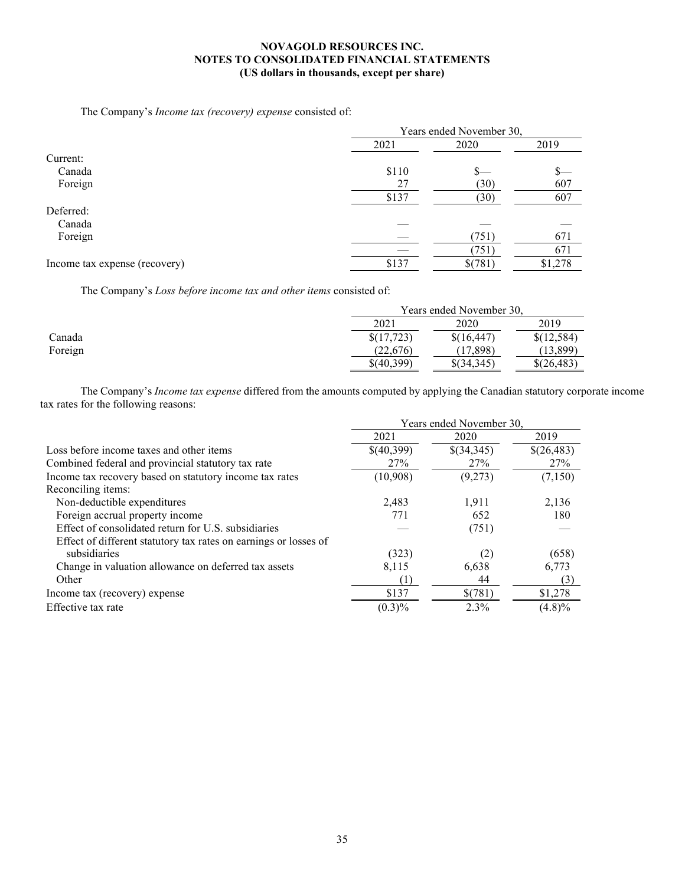**NOVAGOLD RESOURCES INC.**
**NOTES TO CONSOLIDATED FINANCIAL STATEMENTS**
**(US dollars in thousands, except per share)**

The Company's *Income tax (recovery) expense* consisted of:

| | Years ended November 30, | | |
|---|---|---|---|
| | 2021 | 2020 | 2019 |
| Current: | | | |
| Canada | $110 | $— | $— |
| Foreign | 27 | (30) | 607 |
| | $137 | (30) | 607 |
| Deferred: | | | |
| Canada | — | — | — |
| Foreign | — | (751) | 671 |
| | — | (751) | 671 |
| Income tax expense (recovery) | $137 | $(781) | $1,278 |

The Company's *Loss before income tax and other items* consisted of:

| | Years ended November 30, | | |
|---|---|---|---|
| | 2021 | 2020 | 2019 |
| Canada | $(17,723) | $(16,447) | $(12,584) |
| Foreign | (22,676) | (17,898) | (13,899) |
| | $(40,399) | $(34,345) | $(26,483) |

The Company's *Income tax expense* differed from the amounts computed by applying the Canadian statutory corporate income tax rates for the following reasons:

| | Years ended November 30, | | |
|---|---|---|---|
| | 2021 | 2020 | 2019 |
| Loss before income taxes and other items | $(40,399) | $(34,345) | $(26,483) |
| Combined federal and provincial statutory tax rate | 27% | 27% | 27% |
| Income tax recovery based on statutory income tax rates | (10,908) | (9,273) | (7,150) |
| Reconciling items: | | | |
| Non-deductible expenditures | 2,483 | 1,911 | 2,136 |
| Foreign accrual property income | 771 | 652 | 180 |
| Effect of consolidated return for U.S. subsidiaries | — | (751) | — |
| Effect of different statutory tax rates on earnings or losses of subsidiaries | (323) | (2) | (658) |
| Change in valuation allowance on deferred tax assets | 8,115 | 6,638 | 6,773 |
| Other | (1) | 44 | (3) |
| Income tax (recovery) expense | $137 | $(781) | $1,278 |
| Effective tax rate | (0.3)% | 2.3% | (4.8)% |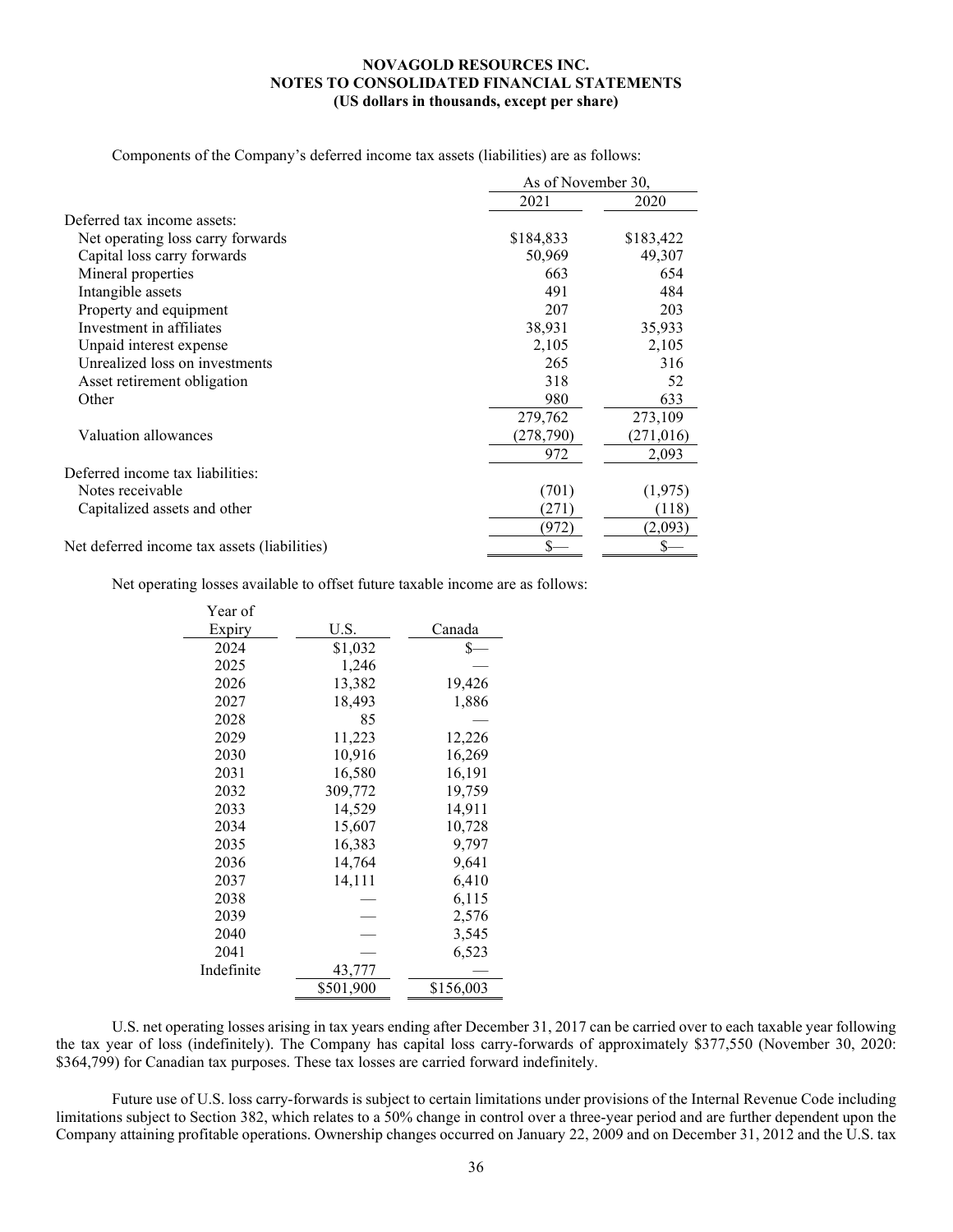**NOVAGOLD RESOURCES INC.**
**NOTES TO CONSOLIDATED FINANCIAL STATEMENTS**
**(US dollars in thousands, except per share)**

Components of the Company's deferred income tax assets (liabilities) are as follows:

| | As of November 30, | |
|---|---|---|
| | 2021 | 2020 |
| Deferred tax income assets: | | |
| Net operating loss carry forwards | $184,833 | $183,422 |
| Capital loss carry forwards | 50,969 | 49,307 |
| Mineral properties | 663 | 654 |
| Intangible assets | 491 | 484 |
| Property and equipment | 207 | 203 |
| Investment in affiliates | 38,931 | 35,933 |
| Unpaid interest expense | 2,105 | 2,105 |
| Unrealized loss on investments | 265 | 316 |
| Asset retirement obligation | 318 | 52 |
| Other | 980 | 633 |
| | 279,762 | 273,109 |
| Valuation allowances | (278,790) | (271,016) |
| | 972 | 2,093 |
| Deferred income tax liabilities: | | |
| Notes receivable | (701) | (1,975) |
| Capitalized assets and other | (271) | (118) |
| | (972) | (2,093) |
| Net deferred income tax assets (liabilities) | $— | $— |

Net operating losses available to offset future taxable income are as follows:

| Year of Expiry | U.S. | Canada |
|---|---|---|
| 2024 | $1,032 | $— |
| 2025 | 1,246 | — |
| 2026 | 13,382 | 19,426 |
| 2027 | 18,493 | 1,886 |
| 2028 | 85 | — |
| 2029 | 11,223 | 12,226 |
| 2030 | 10,916 | 16,269 |
| 2031 | 16,580 | 16,191 |
| 2032 | 309,772 | 19,759 |
| 2033 | 14,529 | 14,911 |
| 2034 | 15,607 | 10,728 |
| 2035 | 16,383 | 9,797 |
| 2036 | 14,764 | 9,641 |
| 2037 | 14,111 | 6,410 |
| 2038 | — | 6,115 |
| 2039 | — | 2,576 |
| 2040 | — | 3,545 |
| 2041 | — | 6,523 |
| Indefinite | 43,777 | — |
| | $501,900 | $156,003 |

U.S. net operating losses arising in tax years ending after December 31, 2017 can be carried over to each taxable year following the tax year of loss (indefinitely). The Company has capital loss carry-forwards of approximately $377,550 (November 30, 2020: $364,799) for Canadian tax purposes. These tax losses are carried forward indefinitely.

Future use of U.S. loss carry-forwards is subject to certain limitations under provisions of the Internal Revenue Code including limitations subject to Section 382, which relates to a 50% change in control over a three-year period and are further dependent upon the Company attaining profitable operations. Ownership changes occurred on January 22, 2009 and on December 31, 2012 and the U.S. tax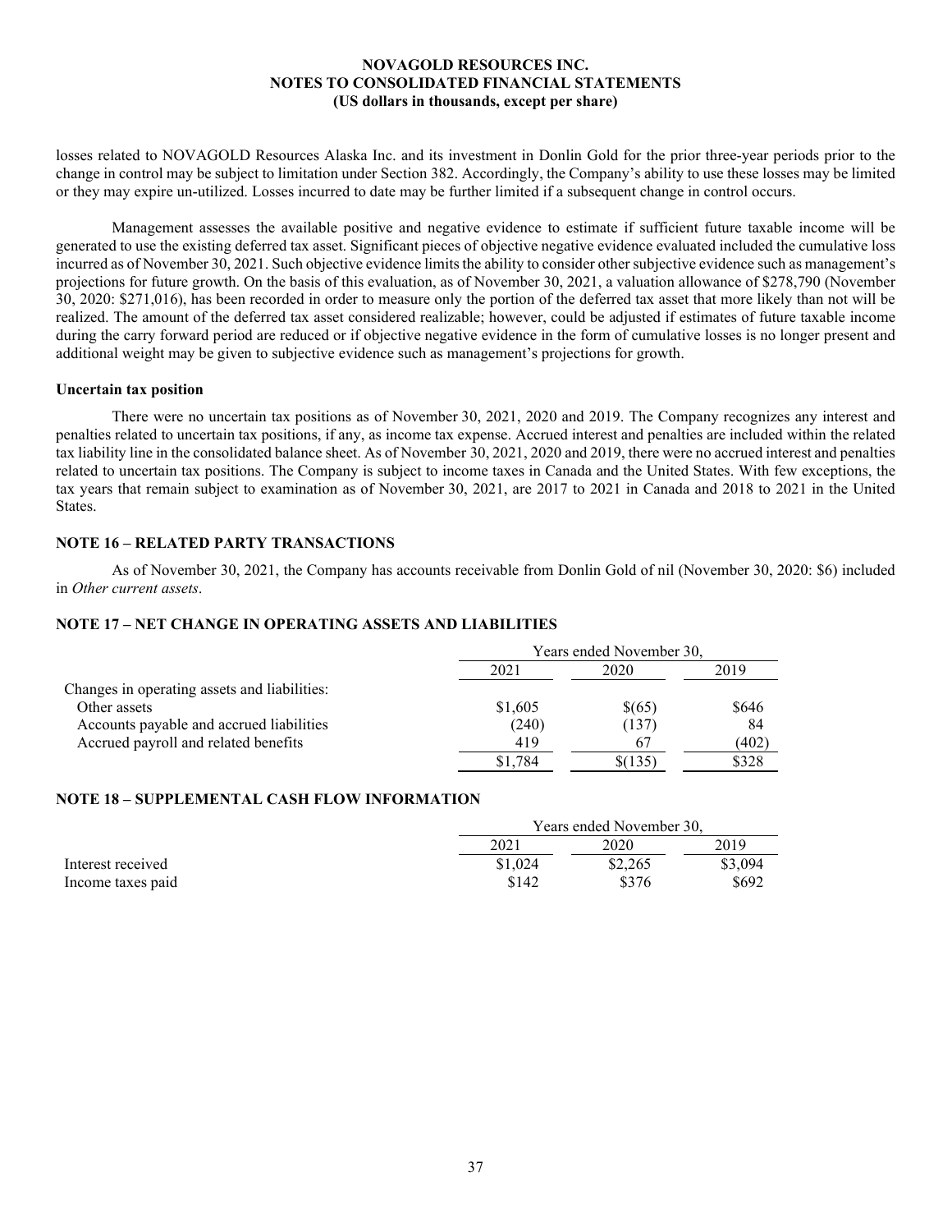losses related to NOVAGOLD Resources Alaska Inc. and its investment in Donlin Gold for the prior three-year periods prior to the change in control may be subject to limitation under Section 382. Accordingly, the Company's ability to use these losses may be limited or they may expire un-utilized. Losses incurred to date may be further limited if a subsequent change in control occurs.

Management assesses the available positive and negative evidence to estimate if sufficient future taxable income will be generated to use the existing deferred tax asset. Significant pieces of objective negative evidence evaluated included the cumulative loss incurred as of November 30, 2021. Such objective evidence limits the ability to consider other subjective evidence such as management's projections for future growth. On the basis of this evaluation, as of November 30, 2021, a valuation allowance of $278,790 (November 30, 2020: $271,016), has been recorded in order to measure only the portion of the deferred tax asset that more likely than not will be realized. The amount of the deferred tax asset considered realizable; however, could be adjusted if estimates of future taxable income during the carry forward period are reduced or if objective negative evidence in the form of cumulative losses is no longer present and additional weight may be given to subjective evidence such as management's projections for growth.

**Uncertain tax position**

There were no uncertain tax positions as of November 30, 2021, 2020 and 2019. The Company recognizes any interest and penalties related to uncertain tax positions, if any, as income tax expense. Accrued interest and penalties are included within the related tax liability line in the consolidated balance sheet. As of November 30, 2021, 2020 and 2019, there were no accrued interest and penalties related to uncertain tax positions. The Company is subject to income taxes in Canada and the United States. With few exceptions, the tax years that remain subject to examination as of November 30, 2021, are 2017 to 2021 in Canada and 2018 to 2021 in the United States.

## NOTE 16 – RELATED PARTY TRANSACTIONS

As of November 30, 2021, the Company has accounts receivable from Donlin Gold of nil (November 30, 2020: $6) included in *Other current assets*.

## NOTE 17 – NET CHANGE IN OPERATING ASSETS AND LIABILITIES

| | Years ended November 30, | | |
|---|---|---|---|
| | 2021 | 2020 | 2019 |
| Changes in operating assets and liabilities: | | | |
| Other assets | $1,605 | $(65) | $646 |
| Accounts payable and accrued liabilities | (240) | (137) | 84 |
| Accrued payroll and related benefits | 419 | 67 | (402) |
| | $1,784 | $(135) | $328 |

## NOTE 18 – SUPPLEMENTAL CASH FLOW INFORMATION

| | Years ended November 30, | | |
|---|---|---|---|
| | 2021 | 2020 | 2019 |
| Interest received | $1,024 | $2,265 | $3,094 |
| Income taxes paid | $142 | $376 | $692 |